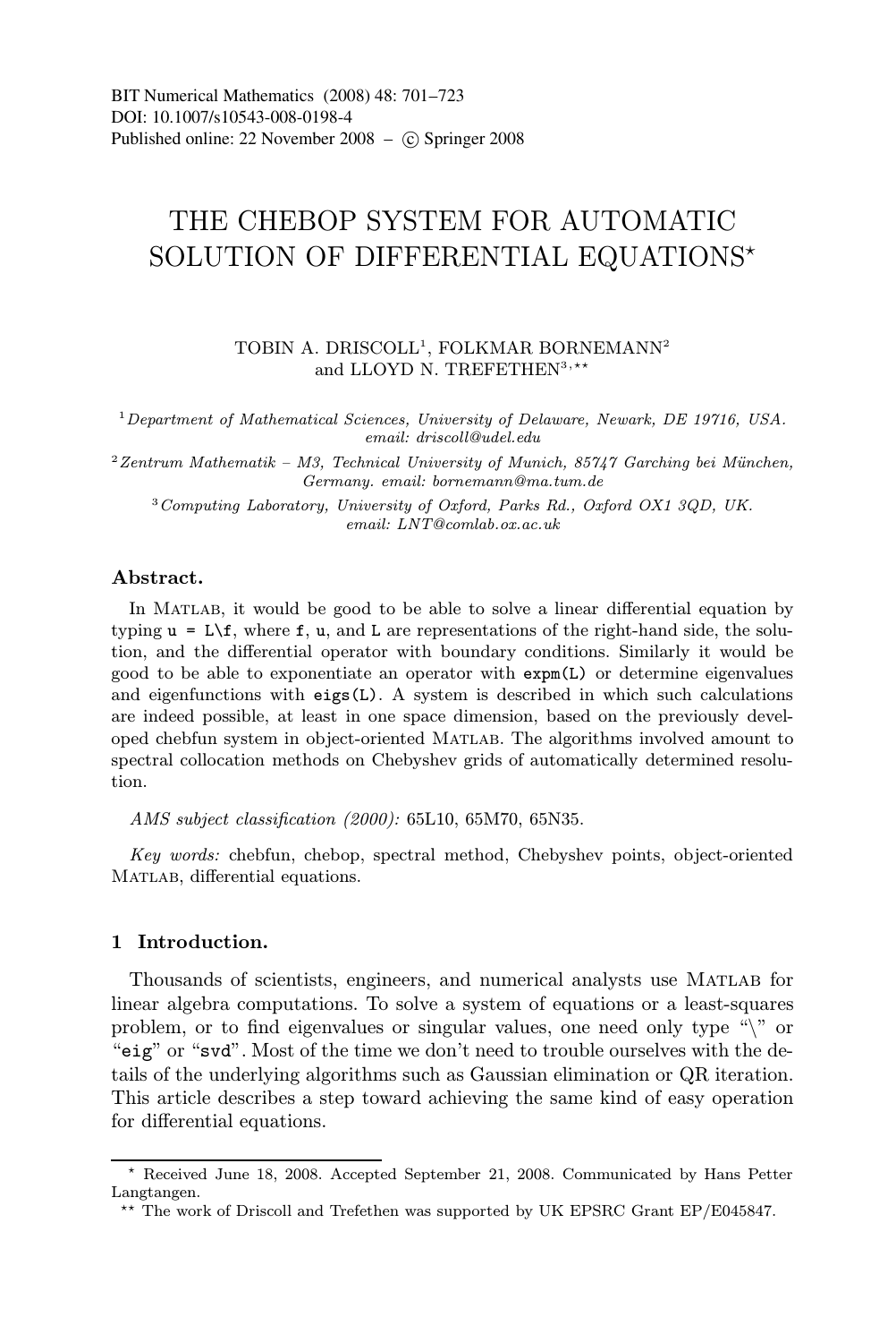BIT Numerical Mathematics (2008) 48: 701–723
DOI: 10.1007/s10543-008-0198-4
Published online: 22 November 2008 – © Springer 2008

# THE CHEBOP SYSTEM FOR AUTOMATIC SOLUTION OF DIFFERENTIAL EQUATIONS*

TOBIN A. DRISCOLL[1], FOLKMAR BORNEMANN[2] and LLOYD N. TREFETHEN[3,**]

[1] *Department of Mathematical Sciences, University of Delaware, Newark, DE 19716, USA. email: driscoll@udel.edu*

[2] *Zentrum Mathematik – M3, Technical University of Munich, 85747 Garching bei München, Germany. email: bornemann@ma.tum.de*

[3] *Computing Laboratory, University of Oxford, Parks Rd., Oxford OX1 3QD, UK. email: LNT@comlab.ox.ac.uk*

**Abstract.**

In Matlab, it would be good to be able to solve a linear differential equation by typing `u = L\f`, where `f`, `u`, and `L` are representations of the right-hand side, the solution, and the differential operator with boundary conditions. Similarly it would be good to be able to exponentiate an operator with `expm(L)` or determine eigenvalues and eigenfunctions with `eigs(L)`. A system is described in which such calculations are indeed possible, at least in one space dimension, based on the previously developed chebfun system in object-oriented Matlab. The algorithms involved amount to spectral collocation methods on Chebyshev grids of automatically determined resolution.

*AMS subject classification (2000):* 65L10, 65M70, 65N35.

*Key words:* chebfun, chebop, spectral method, Chebyshev points, object-oriented Matlab, differential equations.

## 1 Introduction.

Thousands of scientists, engineers, and numerical analysts use Matlab for linear algebra computations. To solve a system of equations or a least-squares problem, or to find eigenvalues or singular values, one need only type "\" or "`eig`" or "`svd`". Most of the time we don't need to trouble ourselves with the details of the underlying algorithms such as Gaussian elimination or QR iteration. This article describes a step toward achieving the same kind of easy operation for differential equations.

---

* Received June 18, 2008. Accepted September 21, 2008. Communicated by Hans Petter Langtangen.

** The work of Driscoll and Trefethen was supported by UK EPSRC Grant EP/E045847.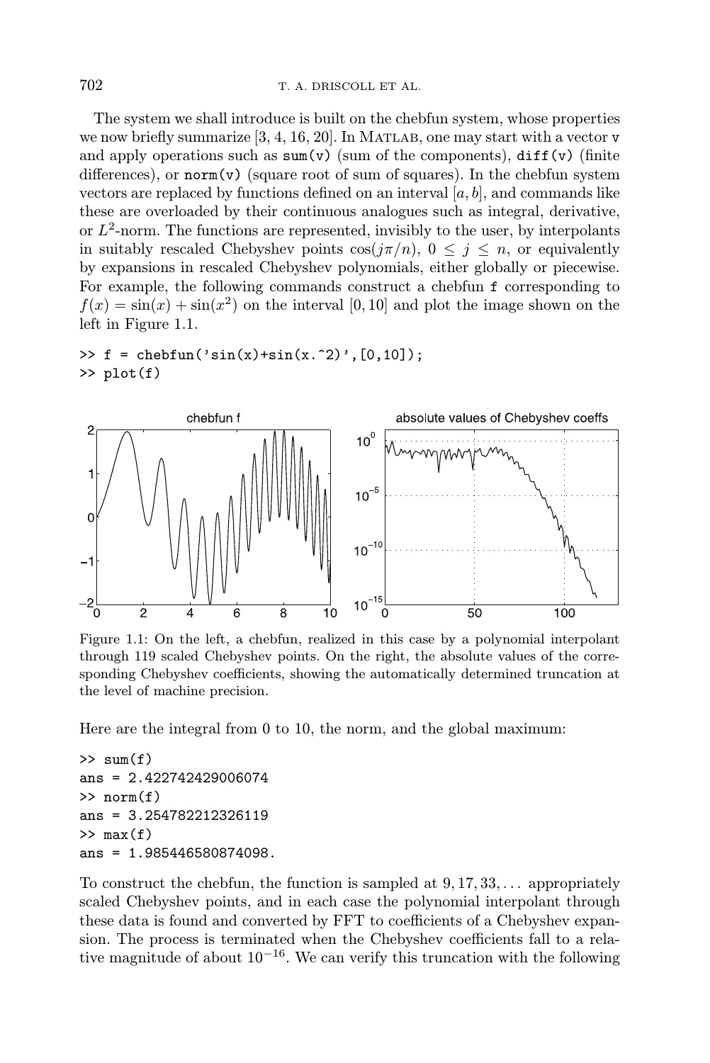The system we shall introduce is built on the chebfun system, whose properties we now briefly summarize [3, 4, 16, 20]. In MATLAB, one may start with a vector `v` and apply operations such as `sum(v)` (sum of the components), `diff(v)` (finite differences), or `norm(v)` (square root of sum of squares). In the chebfun system vectors are replaced by functions defined on an interval $[a, b]$, and commands like these are overloaded by their continuous analogues such as integral, derivative, or $L^2$-norm. The functions are represented, invisibly to the user, by interpolants in suitably rescaled Chebyshev points $\cos(j\pi/n)$, $0 \leq j \leq n$, or equivalently by expansions in rescaled Chebyshev polynomials, either globally or piecewise. For example, the following commands construct a chebfun `f` corresponding to $f(x) = \sin(x) + \sin(x^2)$ on the interval $[0, 10]$ and plot the image shown on the left in Figure 1.1.

```
>> f = chebfun('sin(x)+sin(x.^2)',[0,10]);
>> plot(f)
```

Figure 1.1: On the left, a chebfun, realized in this case by a polynomial interpolant through 119 scaled Chebyshev points. On the right, the absolute values of the corresponding Chebyshev coefficients, showing the automatically determined truncation at the level of machine precision.

Here are the integral from 0 to 10, the norm, and the global maximum:

```
>> sum(f)
ans = 2.422742429006074
>> norm(f)
ans = 3.254782212326119
>> max(f)
ans = 1.985446580874098.
```

To construct the chebfun, the function is sampled at $9, 17, 33, \ldots$ appropriately scaled Chebyshev points, and in each case the polynomial interpolant through these data is found and converted by FFT to coefficients of a Chebyshev expansion. The process is terminated when the Chebyshev coefficients fall to a relative magnitude of about $10^{-16}$. We can verify this truncation with the following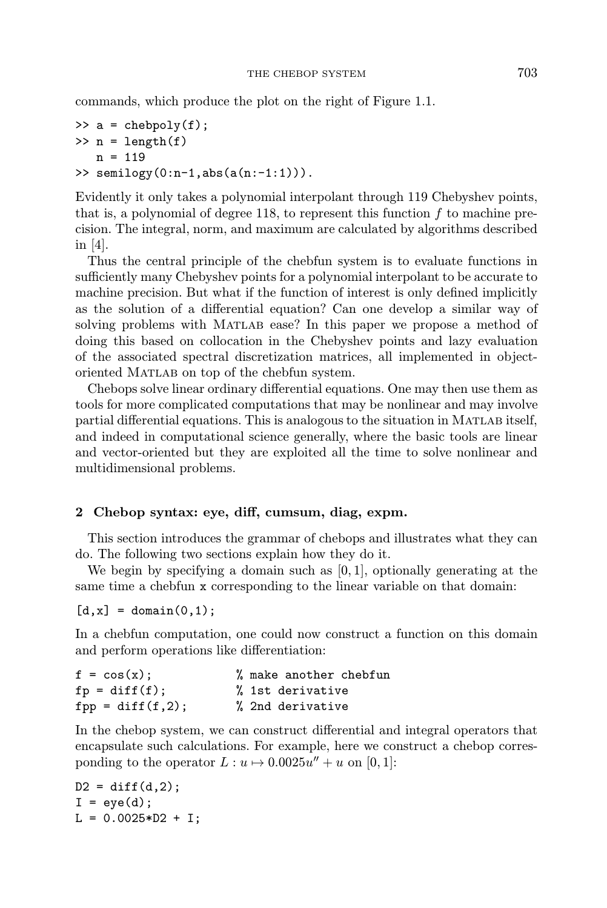commands, which produce the plot on the right of Figure 1.1.

```
>> a = chebpoly(f);
>> n = length(f)
   n = 119
>> semilogy(0:n-1,abs(a(n:-1:1))).
```

Evidently it only takes a polynomial interpolant through 119 Chebyshev points, that is, a polynomial of degree 118, to represent this function $f$ to machine precision. The integral, norm, and maximum are calculated by algorithms described in [4].

Thus the central principle of the chebfun system is to evaluate functions in sufficiently many Chebyshev points for a polynomial interpolant to be accurate to machine precision. But what if the function of interest is only defined implicitly as the solution of a differential equation? Can one develop a similar way of solving problems with MATLAB ease? In this paper we propose a method of doing this based on collocation in the Chebyshev points and lazy evaluation of the associated spectral discretization matrices, all implemented in object-oriented MATLAB on top of the chebfun system.

Chebops solve linear ordinary differential equations. One may then use them as tools for more complicated computations that may be nonlinear and may involve partial differential equations. This is analogous to the situation in MATLAB itself, and indeed in computational science generally, where the basic tools are linear and vector-oriented but they are exploited all the time to solve nonlinear and multidimensional problems.

## 2 Chebop syntax: eye, diff, cumsum, diag, expm.

This section introduces the grammar of chebops and illustrates what they can do. The following two sections explain how they do it.

We begin by specifying a domain such as $[0, 1]$, optionally generating at the same time a chebfun x corresponding to the linear variable on that domain:

```
[d,x] = domain(0,1);
```

In a chebfun computation, one could now construct a function on this domain and perform operations like differentiation:

```
f = cos(x);             % make another chebfun
fp = diff(f);           % 1st derivative
fpp = diff(f,2);        % 2nd derivative
```

In the chebop system, we can construct differential and integral operators that encapsulate such calculations. For example, here we construct a chebop corresponding to the operator $L : u \mapsto 0.0025u'' + u$ on $[0, 1]$:

```
D2 = diff(d,2);
I = eye(d);
L = 0.0025*D2 + I;
```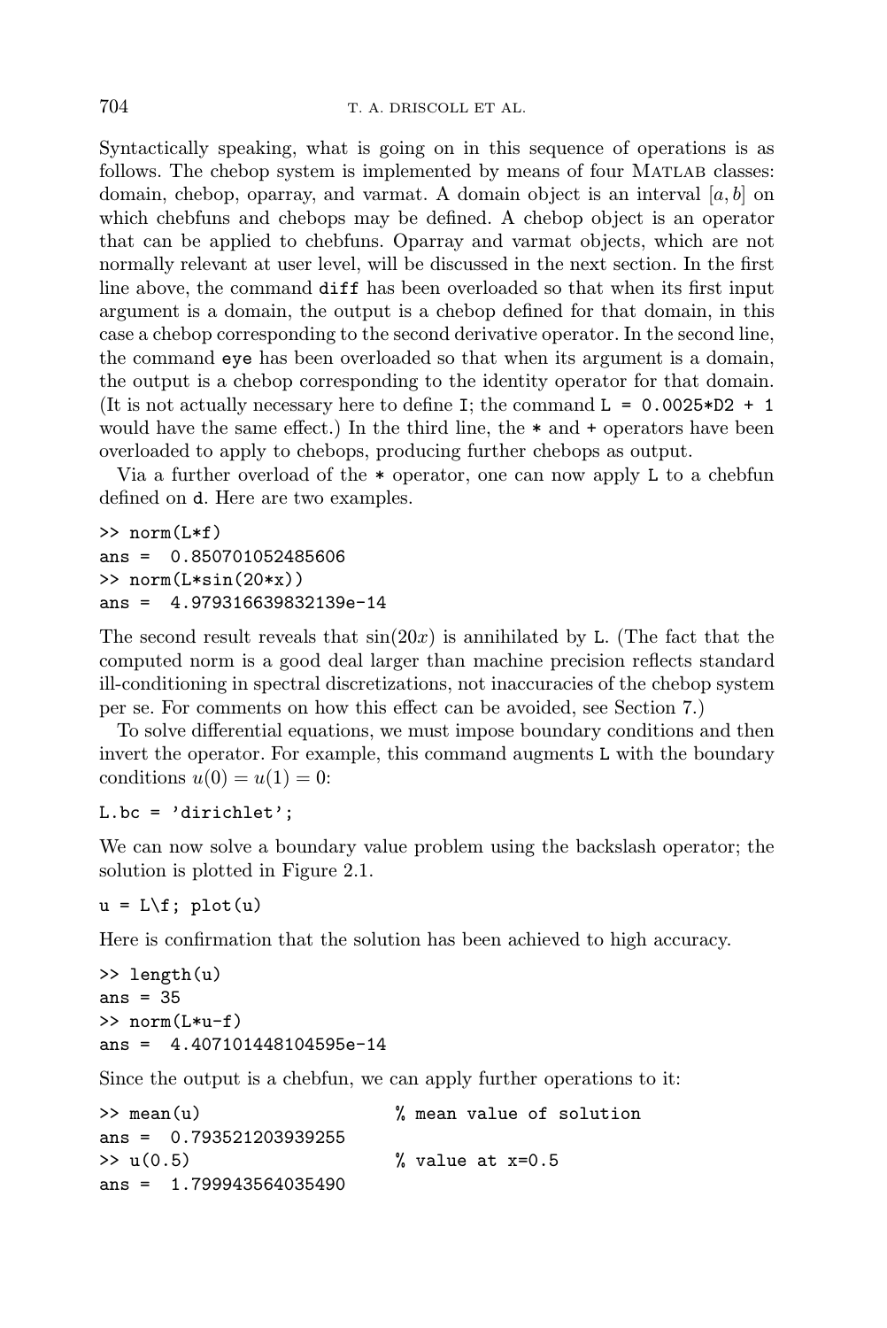Syntactically speaking, what is going on in this sequence of operations is as follows. The chebop system is implemented by means of four MATLAB classes: domain, chebop, oparray, and varmat. A domain object is an interval $[a, b]$ on which chebfuns and chebops may be defined. A chebop object is an operator that can be applied to chebfuns. Oparray and varmat objects, which are not normally relevant at user level, will be discussed in the next section. In the first line above, the command `diff` has been overloaded so that when its first input argument is a domain, the output is a chebop defined for that domain, in this case a chebop corresponding to the second derivative operator. In the second line, the command `eye` has been overloaded so that when its argument is a domain, the output is a chebop corresponding to the identity operator for that domain. (It is not actually necessary here to define `I`; the command `L = 0.0025*D2 + 1` would have the same effect.) In the third line, the `*` and `+` operators have been overloaded to apply to chebops, producing further chebops as output.

Via a further overload of the `*` operator, one can now apply `L` to a chebfun defined on `d`. Here are two examples.

```
>> norm(L*f)
ans =  0.850701052485606
>> norm(L*sin(20*x))
ans =  4.979316639832139e-14
```

The second result reveals that $\sin(20x)$ is annihilated by `L`. (The fact that the computed norm is a good deal larger than machine precision reflects standard ill-conditioning in spectral discretizations, not inaccuracies of the chebop system per se. For comments on how this effect can be avoided, see Section 7.)

To solve differential equations, we must impose boundary conditions and then invert the operator. For example, this command augments `L` with the boundary conditions $u(0) = u(1) = 0$:

```
L.bc = 'dirichlet';
```

We can now solve a boundary value problem using the backslash operator; the solution is plotted in Figure 2.1.

```
u = L\f; plot(u)
```

Here is confirmation that the solution has been achieved to high accuracy.

```
>> length(u)
ans = 35
>> norm(L*u-f)
ans =  4.407101448104595e-14
```

Since the output is a chebfun, we can apply further operations to it:

```
>> mean(u)                   % mean value of solution
ans =  0.793521203939255
>> u(0.5)                    % value at x=0.5
ans =  1.799943564035490
```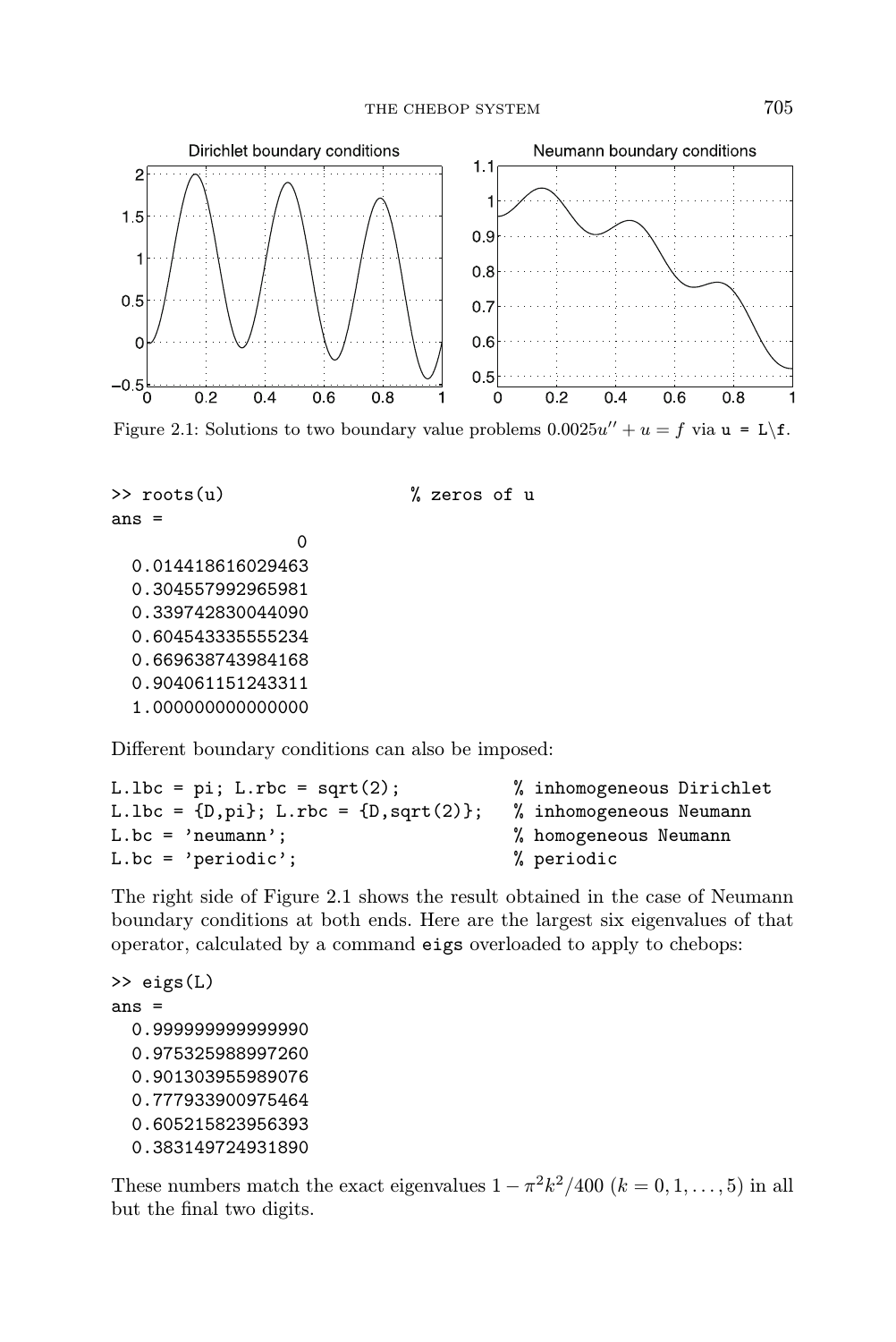Figure 2.1: Solutions to two boundary value problems $0.0025u'' + u = f$ via `u = L\f`.

```
>> roots(u)                   % zeros of u
ans =
                   0
  0.014418616029463
  0.304557992965981
  0.339742830044090
  0.604543335555234
  0.669638743984168
  0.904061151243311
  1.000000000000000
```

Different boundary conditions can also be imposed:

```
L.lbc = pi; L.rbc = sqrt(2);            % inhomogeneous Dirichlet
L.lbc = {D,pi}; L.rbc = {D,sqrt(2)};    % inhomogeneous Neumann
L.bc = 'neumann';                       % homogeneous Neumann
L.bc = 'periodic';                      % periodic
```

The right side of Figure 2.1 shows the result obtained in the case of Neumann boundary conditions at both ends. Here are the largest six eigenvalues of that operator, calculated by a command `eigs` overloaded to apply to chebops:

```
>> eigs(L)
ans =
  0.999999999999990
  0.975325988997260
  0.901303955989076
  0.777933900975464
  0.605215823956393
  0.383149724931890
```

These numbers match the exact eigenvalues $1 - \pi^2 k^2/400$ $(k = 0, 1, \ldots, 5)$ in all but the final two digits.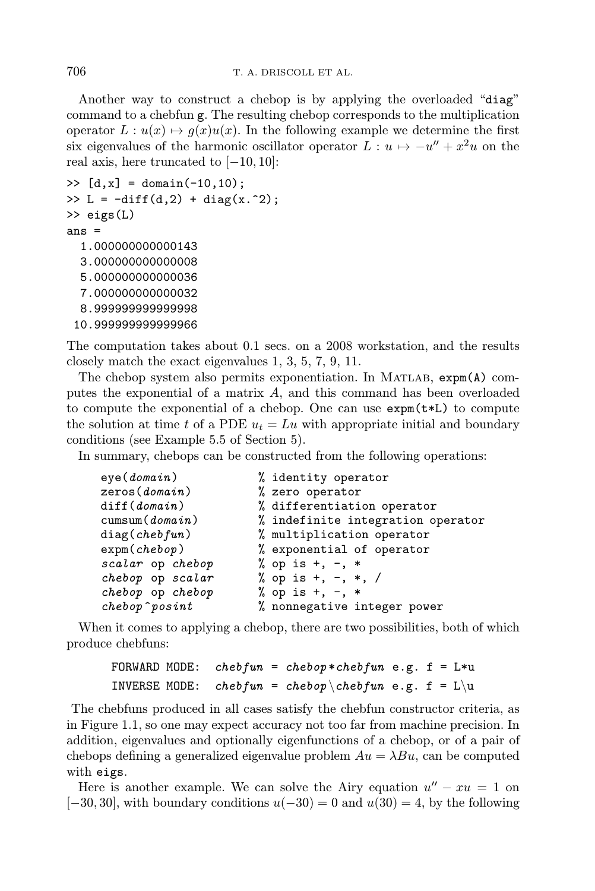Another way to construct a chebop is by applying the overloaded "`diag`" command to a chebfun `g`. The resulting chebop corresponds to the multiplication operator $L : u(x) \mapsto g(x)u(x)$. In the following example we determine the first six eigenvalues of the harmonic oscillator operator $L : u \mapsto -u'' + x^2 u$ on the real axis, here truncated to $[-10, 10]$:

```
>> [d,x] = domain(-10,10);
>> L = -diff(d,2) + diag(x.^2);
>> eigs(L)
ans =
  1.000000000000143
  3.000000000000008
  5.000000000000036
  7.000000000000032
  8.999999999999998
 10.999999999999966
```

The computation takes about 0.1 secs. on a 2008 workstation, and the results closely match the exact eigenvalues 1, 3, 5, 7, 9, 11.

The chebop system also permits exponentiation. In MATLAB, `expm(A)` computes the exponential of a matrix $A$, and this command has been overloaded to compute the exponential of a chebop. One can use `expm(t*L)` to compute the solution at time $t$ of a PDE $u_t = Lu$ with appropriate initial and boundary conditions (see Example 5.5 of Section 5).

In summary, chebops can be constructed from the following operations:

```
eye(domain)          % identity operator
zeros(domain)        % zero operator
diff(domain)         % differentiation operator
cumsum(domain)       % indefinite integration operator
diag(chebfun)        % multiplication operator
expm(chebop)         % exponential of operator
scalar op chebop     % op is +, -, *
chebop op scalar     % op is +, -, *, /
chebop op chebop     % op is +, -, *
chebop^posint        % nonnegative integer power
```

When it comes to applying a chebop, there are two possibilities, both of which produce chebfuns:

```
FORWARD MODE:  chebfun = chebop*chebfun  e.g. f = L*u
INVERSE MODE:  chebfun = chebop\chebfun  e.g. f = L\u
```

The chebfuns produced in all cases satisfy the chebfun constructor criteria, as in Figure 1.1, so one may expect accuracy not too far from machine precision. In addition, eigenvalues and optionally eigenfunctions of a chebop, or of a pair of chebops defining a generalized eigenvalue problem $Au = \lambda Bu$, can be computed with `eigs`.

Here is another example. We can solve the Airy equation $u'' - xu = 1$ on $[-30, 30]$, with boundary conditions $u(-30) = 0$ and $u(30) = 4$, by the following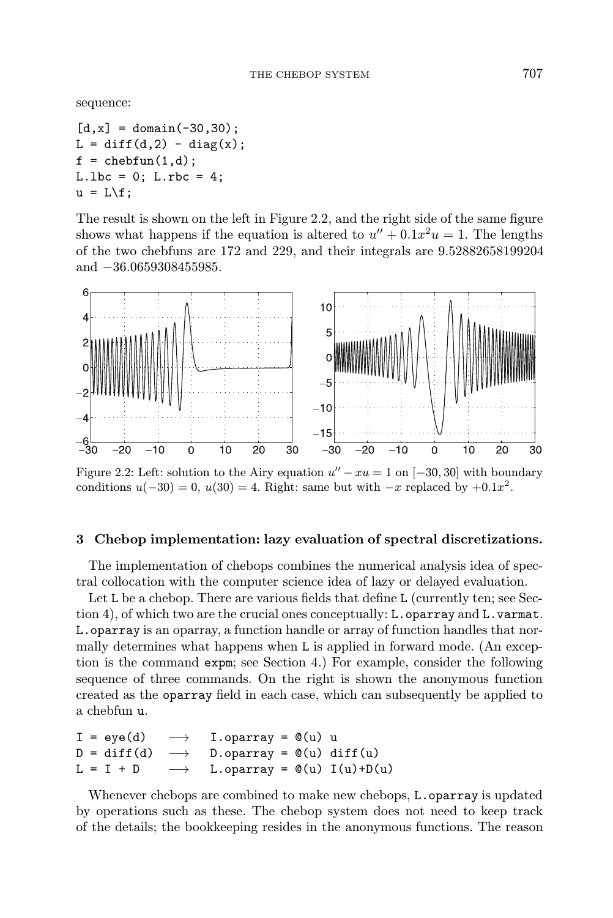sequence:

```
[d,x] = domain(-30,30);
L = diff(d,2) - diag(x);
f = chebfun(1,d);
L.lbc = 0; L.rbc = 4;
u = L\f;
```

The result is shown on the left in Figure 2.2, and the right side of the same figure shows what happens if the equation is altered to $u'' + 0.1x^2u = 1$. The lengths of the two chebfuns are 172 and 229, and their integrals are 9.52882658199204 and −36.0659308455985.

Figure 2.2: Left: solution to the Airy equation $u'' - xu = 1$ on $[-30, 30]$ with boundary conditions $u(-30) = 0$, $u(30) = 4$. Right: same but with $-x$ replaced by $+0.1x^2$.

## 3 Chebop implementation: lazy evaluation of spectral discretizations.

The implementation of chebops combines the numerical analysis idea of spectral collocation with the computer science idea of lazy or delayed evaluation.

Let `L` be a chebop. There are various fields that define `L` (currently ten; see Section 4), of which two are the crucial ones conceptually: `L.oparray` and `L.varmat`. `L.oparray` is an oparray, a function handle or array of function handles that normally determines what happens when `L` is applied in forward mode. (An exception is the command `expm`; see Section 4.) For example, consider the following sequence of three commands. On the right is shown the anonymous function created as the `oparray` field in each case, which can subsequently be applied to a chebfun `u`.

```
I = eye(d)    ⟶   I.oparray = @(u) u
D = diff(d)   ⟶   D.oparray = @(u) diff(u)
L = I + D     ⟶   L.oparray = @(u) I(u)+D(u)
```

Whenever chebops are combined to make new chebops, `L.oparray` is updated by operations such as these. The chebop system does not need to keep track of the details; the bookkeeping resides in the anonymous functions. The reason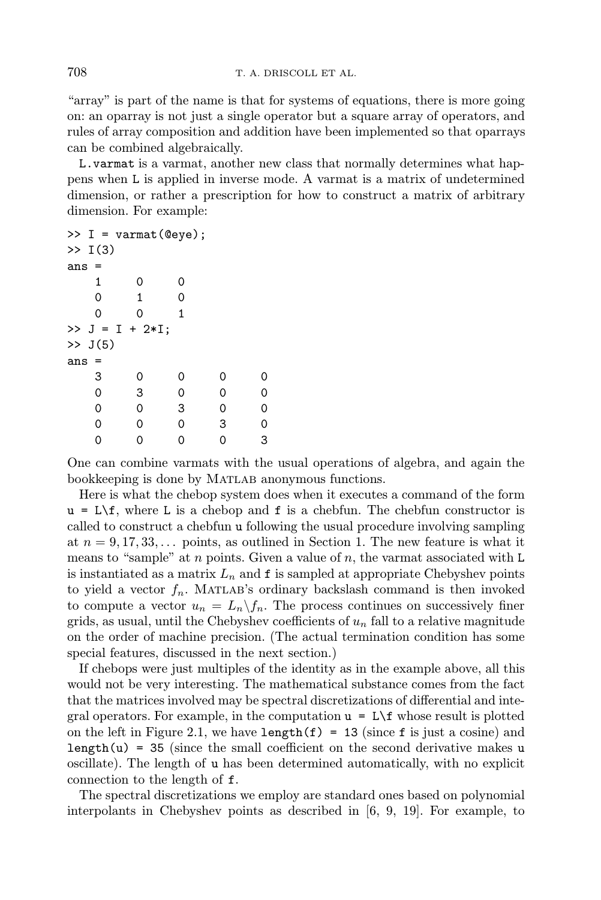"array" is part of the name is that for systems of equations, there is more going on: an oparray is not just a single operator but a square array of operators, and rules of array composition and addition have been implemented so that oparrays can be combined algebraically.

`L.varmat` is a varmat, another new class that normally determines what happens when `L` is applied in inverse mode. A varmat is a matrix of undetermined dimension, or rather a prescription for how to construct a matrix of arbitrary dimension. For example:

```
>> I = varmat(@eye);
>> I(3)
ans =
     1     0     0
     0     1     0
     0     0     1
>> J = I + 2*I;
>> J(5)
ans =
     3     0     0     0     0
     0     3     0     0     0
     0     0     3     0     0
     0     0     0     3     0
     0     0     0     0     3
```

One can combine varmats with the usual operations of algebra, and again the bookkeeping is done by MATLAB anonymous functions.

Here is what the chebop system does when it executes a command of the form `u = L\f`, where `L` is a chebop and `f` is a chebfun. The chebfun constructor is called to construct a chebfun `u` following the usual procedure involving sampling at $n = 9, 17, 33, \ldots$ points, as outlined in Section 1. The new feature is what it means to "sample" at $n$ points. Given a value of $n$, the varmat associated with `L` is instantiated as a matrix $L_n$ and `f` is sampled at appropriate Chebyshev points to yield a vector $f_n$. MATLAB's ordinary backslash command is then invoked to compute a vector $u_n = L_n \backslash f_n$. The process continues on successively finer grids, as usual, until the Chebyshev coefficients of $u_n$ fall to a relative magnitude on the order of machine precision. (The actual termination condition has some special features, discussed in the next section.)

If chebops were just multiples of the identity as in the example above, all this would not be very interesting. The mathematical substance comes from the fact that the matrices involved may be spectral discretizations of differential and integral operators. For example, in the computation `u = L\f` whose result is plotted on the left in Figure 2.1, we have `length(f) = 13` (since `f` is just a cosine) and `length(u) = 35` (since the small coefficient on the second derivative makes `u` oscillate). The length of `u` has been determined automatically, with no explicit connection to the length of `f`.

The spectral discretizations we employ are standard ones based on polynomial interpolants in Chebyshev points as described in [6, 9, 19]. For example, to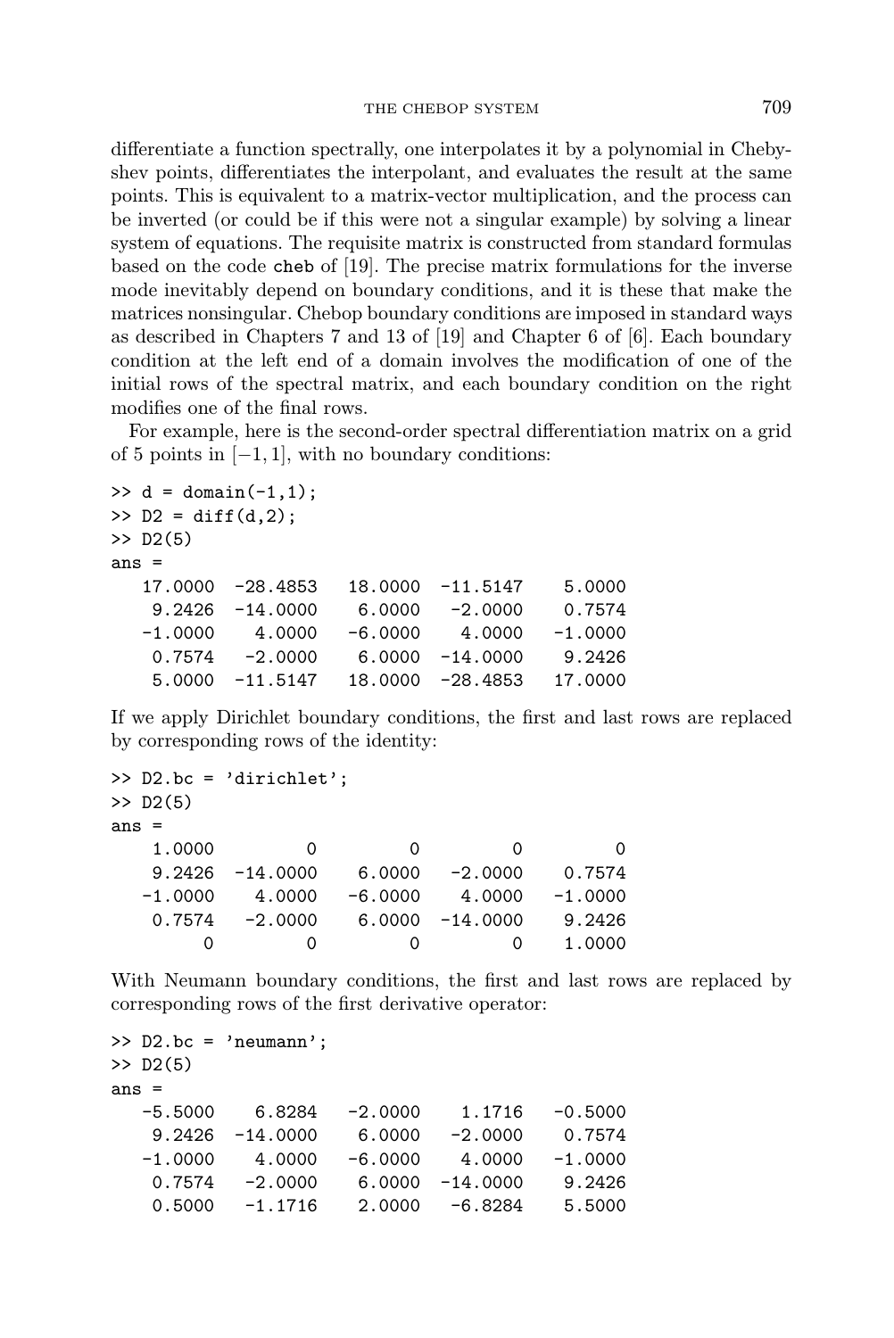differentiate a function spectrally, one interpolates it by a polynomial in Chebyshev points, differentiates the interpolant, and evaluates the result at the same points. This is equivalent to a matrix-vector multiplication, and the process can be inverted (or could be if this were not a singular example) by solving a linear system of equations. The requisite matrix is constructed from standard formulas based on the code `cheb` of [19]. The precise matrix formulations for the inverse mode inevitably depend on boundary conditions, and it is these that make the matrices nonsingular. Chebop boundary conditions are imposed in standard ways as described in Chapters 7 and 13 of [19] and Chapter 6 of [6]. Each boundary condition at the left end of a domain involves the modification of one of the initial rows of the spectral matrix, and each boundary condition on the right modifies one of the final rows.

For example, here is the second-order spectral differentiation matrix on a grid of 5 points in $[-1, 1]$, with no boundary conditions:

```
>> d = domain(-1,1);
>> D2 = diff(d,2);
>> D2(5)
ans =
   17.0000  -28.4853   18.0000  -11.5147    5.0000
    9.2426  -14.0000    6.0000   -2.0000    0.7574
   -1.0000    4.0000   -6.0000    4.0000   -1.0000
    0.7574   -2.0000    6.0000  -14.0000    9.2426
    5.0000  -11.5147   18.0000  -28.4853   17.0000
```

If we apply Dirichlet boundary conditions, the first and last rows are replaced by corresponding rows of the identity:

```
>> D2.bc = 'dirichlet';
>> D2(5)
ans =
    1.0000         0         0         0         0
    9.2426  -14.0000    6.0000   -2.0000    0.7574
   -1.0000    4.0000   -6.0000    4.0000   -1.0000
    0.7574   -2.0000    6.0000  -14.0000    9.2426
         0         0         0         0    1.0000
```

With Neumann boundary conditions, the first and last rows are replaced by corresponding rows of the first derivative operator:

```
>> D2.bc = 'neumann';
>> D2(5)
ans =
   -5.5000    6.8284   -2.0000    1.1716   -0.5000
    9.2426  -14.0000    6.0000   -2.0000    0.7574
   -1.0000    4.0000   -6.0000    4.0000   -1.0000
    0.7574   -2.0000    6.0000  -14.0000    9.2426
    0.5000   -1.1716    2.0000   -6.8284    5.5000
```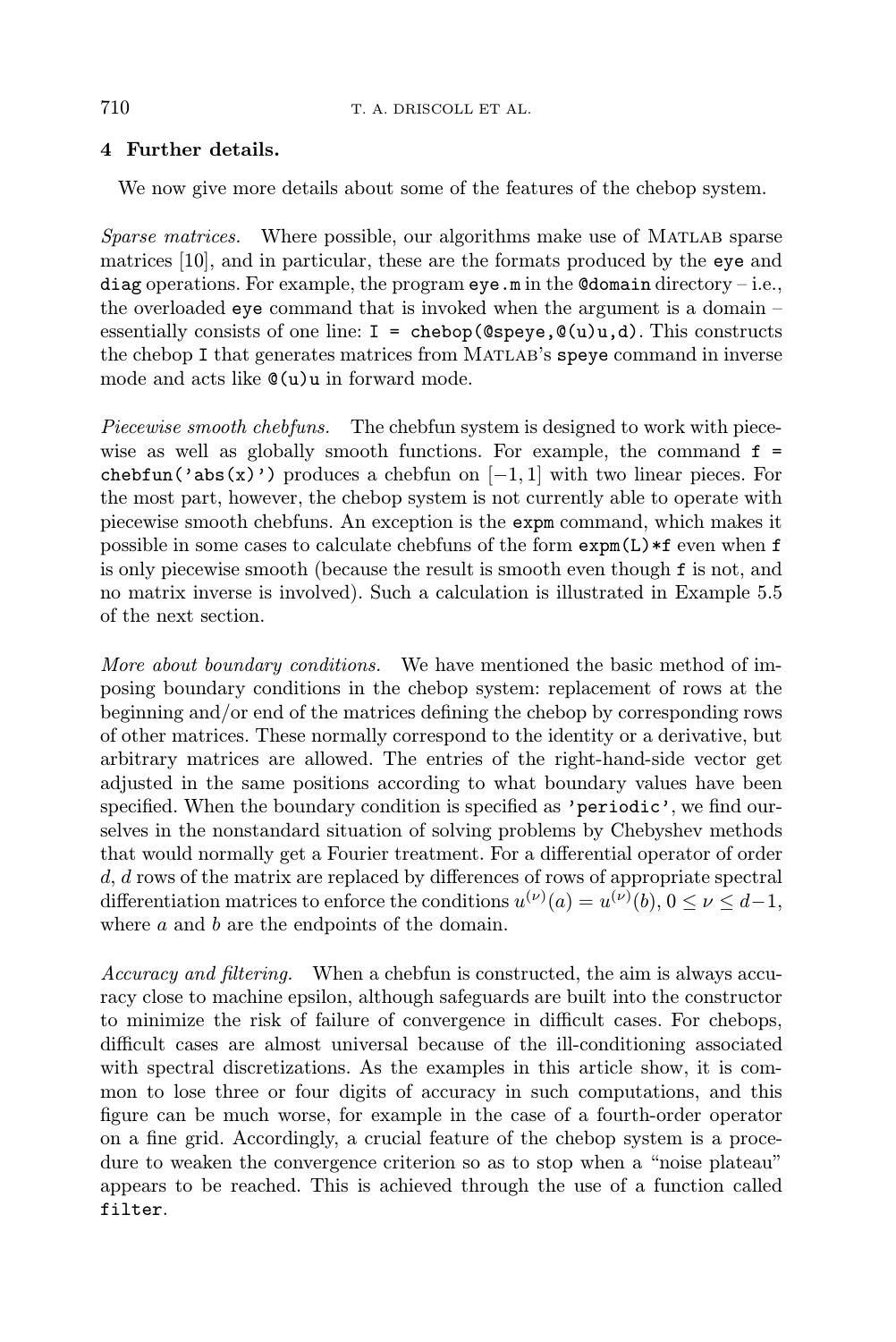## 4 Further details.

We now give more details about some of the features of the chebop system.

*Sparse matrices.* Where possible, our algorithms make use of MATLAB sparse matrices [10], and in particular, these are the formats produced by the `eye` and `diag` operations. For example, the program `eye.m` in the `@domain` directory – i.e., the overloaded `eye` command that is invoked when the argument is a domain – essentially consists of one line: `I = chebop(@speye,@(u)u,d)`. This constructs the chebop `I` that generates matrices from MATLAB's `speye` command in inverse mode and acts like `@(u)u` in forward mode.

*Piecewise smooth chebfuns.* The chebfun system is designed to work with piecewise as well as globally smooth functions. For example, the command `f = chebfun('abs(x)')` produces a chebfun on $[-1, 1]$ with two linear pieces. For the most part, however, the chebop system is not currently able to operate with piecewise smooth chebfuns. An exception is the `expm` command, which makes it possible in some cases to calculate chebfuns of the form `expm(L)*f` even when `f` is only piecewise smooth (because the result is smooth even though `f` is not, and no matrix inverse is involved). Such a calculation is illustrated in Example 5.5 of the next section.

*More about boundary conditions.* We have mentioned the basic method of imposing boundary conditions in the chebop system: replacement of rows at the beginning and/or end of the matrices defining the chebop by corresponding rows of other matrices. These normally correspond to the identity or a derivative, but arbitrary matrices are allowed. The entries of the right-hand-side vector get adjusted in the same positions according to what boundary values have been specified. When the boundary condition is specified as `'periodic'`, we find ourselves in the nonstandard situation of solving problems by Chebyshev methods that would normally get a Fourier treatment. For a differential operator of order $d$, $d$ rows of the matrix are replaced by differences of rows of appropriate spectral differentiation matrices to enforce the conditions $u^{(\nu)}(a) = u^{(\nu)}(b)$, $0 \le \nu \le d-1$, where $a$ and $b$ are the endpoints of the domain.

*Accuracy and filtering.* When a chebfun is constructed, the aim is always accuracy close to machine epsilon, although safeguards are built into the constructor to minimize the risk of failure of convergence in difficult cases. For chebops, difficult cases are almost universal because of the ill-conditioning associated with spectral discretizations. As the examples in this article show, it is common to lose three or four digits of accuracy in such computations, and this figure can be much worse, for example in the case of a fourth-order operator on a fine grid. Accordingly, a crucial feature of the chebop system is a procedure to weaken the convergence criterion so as to stop when a "noise plateau" appears to be reached. This is achieved through the use of a function called `filter`.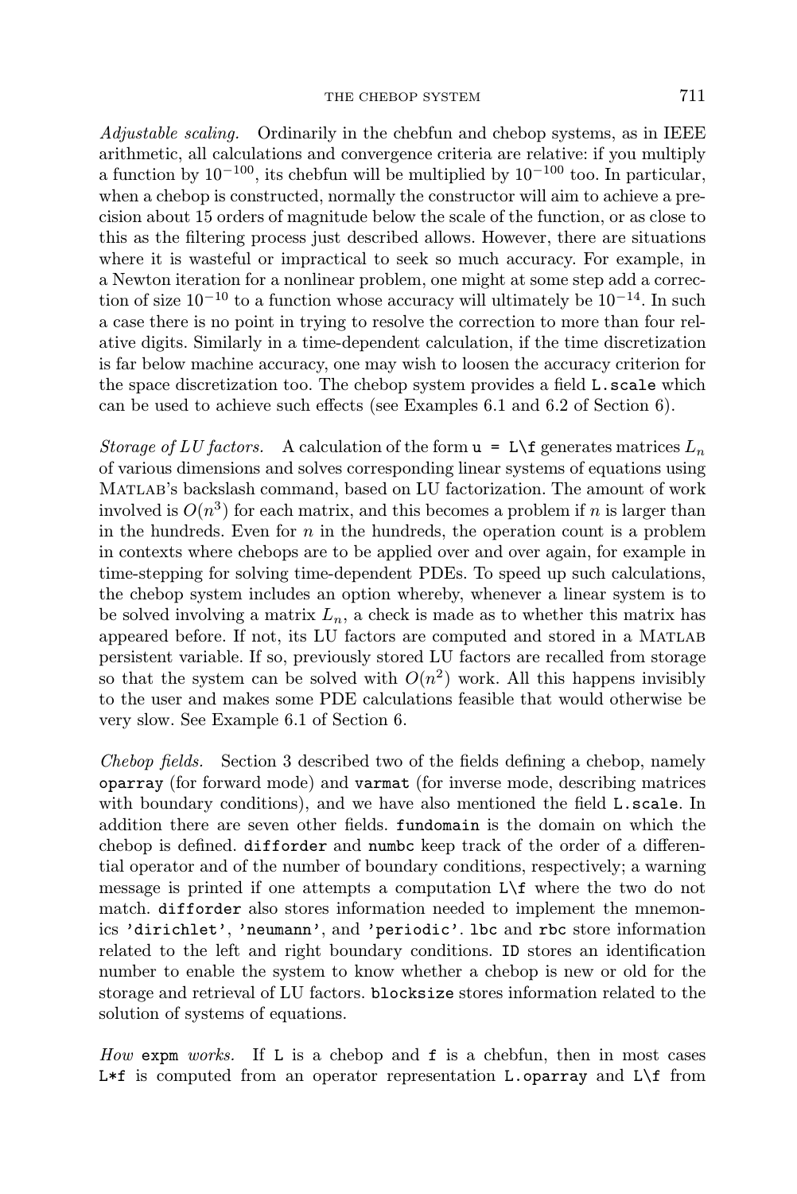*Adjustable scaling.* Ordinarily in the chebfun and chebop systems, as in IEEE arithmetic, all calculations and convergence criteria are relative: if you multiply a function by $10^{-100}$, its chebfun will be multiplied by $10^{-100}$ too. In particular, when a chebop is constructed, normally the constructor will aim to achieve a precision about 15 orders of magnitude below the scale of the function, or as close to this as the filtering process just described allows. However, there are situations where it is wasteful or impractical to seek so much accuracy. For example, in a Newton iteration for a nonlinear problem, one might at some step add a correction of size $10^{-10}$ to a function whose accuracy will ultimately be $10^{-14}$. In such a case there is no point in trying to resolve the correction to more than four relative digits. Similarly in a time-dependent calculation, if the time discretization is far below machine accuracy, one may wish to loosen the accuracy criterion for the space discretization too. The chebop system provides a field `L.scale` which can be used to achieve such effects (see Examples 6.1 and 6.2 of Section 6).

*Storage of LU factors.* A calculation of the form `u = L\f` generates matrices $L_n$ of various dimensions and solves corresponding linear systems of equations using MATLAB's backslash command, based on LU factorization. The amount of work involved is $O(n^3)$ for each matrix, and this becomes a problem if $n$ is larger than in the hundreds. Even for $n$ in the hundreds, the operation count is a problem in contexts where chebops are to be applied over and over again, for example in time-stepping for solving time-dependent PDEs. To speed up such calculations, the chebop system includes an option whereby, whenever a linear system is to be solved involving a matrix $L_n$, a check is made as to whether this matrix has appeared before. If not, its LU factors are computed and stored in a MATLAB persistent variable. If so, previously stored LU factors are recalled from storage so that the system can be solved with $O(n^2)$ work. All this happens invisibly to the user and makes some PDE calculations feasible that would otherwise be very slow. See Example 6.1 of Section 6.

*Chebop fields.* Section 3 described two of the fields defining a chebop, namely `oparray` (for forward mode) and `varmat` (for inverse mode, describing matrices with boundary conditions), and we have also mentioned the field `L.scale`. In addition there are seven other fields. `fundomain` is the domain on which the chebop is defined. `difforder` and `numbc` keep track of the order of a differential operator and of the number of boundary conditions, respectively; a warning message is printed if one attempts a computation `L\f` where the two do not match. `difforder` also stores information needed to implement the mnemonics `'dirichlet'`, `'neumann'`, and `'periodic'`. `lbc` and `rbc` store information related to the left and right boundary conditions. `ID` stores an identification number to enable the system to know whether a chebop is new or old for the storage and retrieval of LU factors. `blocksize` stores information related to the solution of systems of equations.

*How* `expm` *works.* If `L` is a chebop and `f` is a chebfun, then in most cases `L*f` is computed from an operator representation `L.oparray` and `L\f` from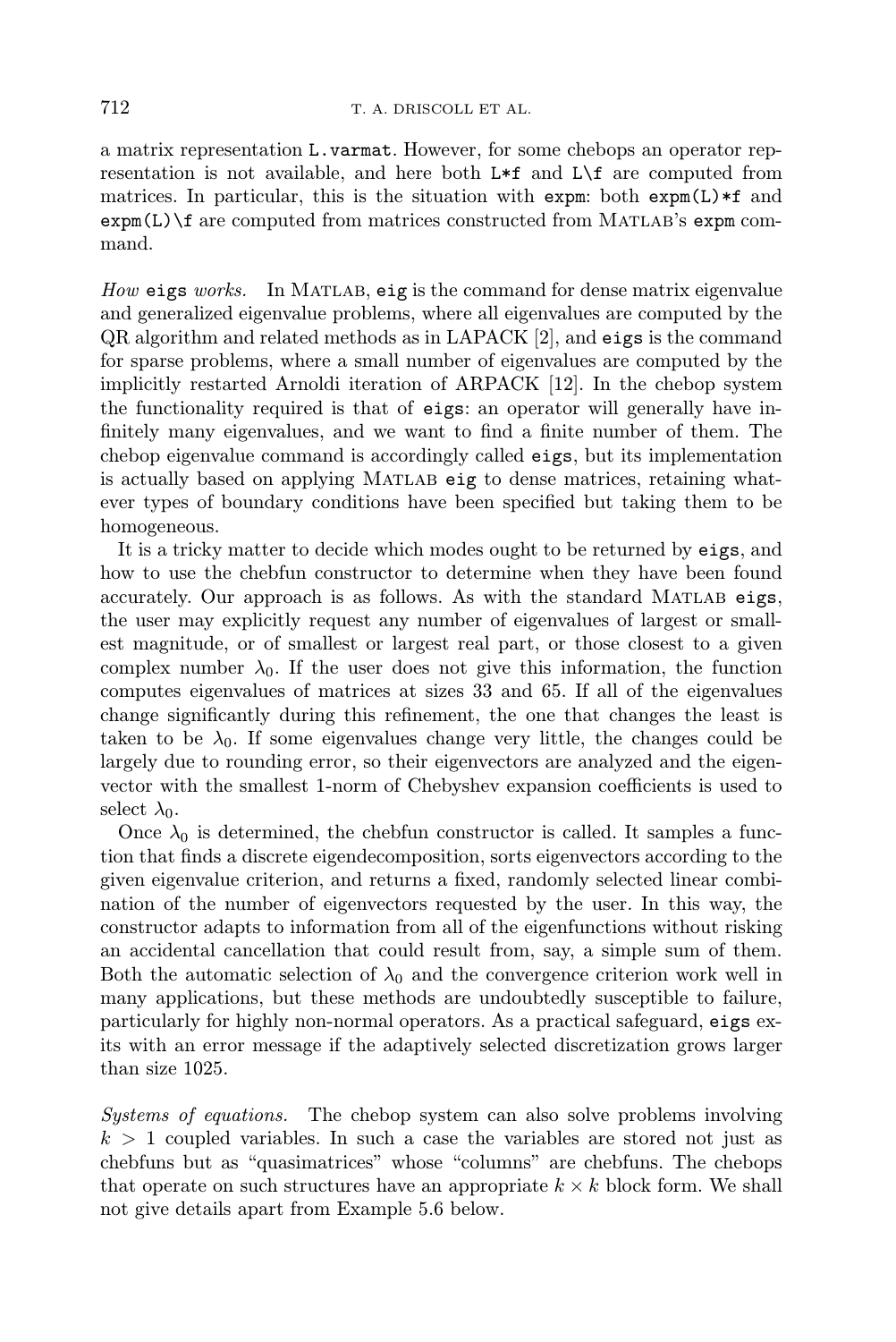a matrix representation `L.varmat`. However, for some chebops an operator representation is not available, and here both `L*f` and `L\f` are computed from matrices. In particular, this is the situation with `expm`: both `expm(L)*f` and `expm(L)\f` are computed from matrices constructed from MATLAB's `expm` command.

*How* `eigs` *works.* In MATLAB, `eig` is the command for dense matrix eigenvalue and generalized eigenvalue problems, where all eigenvalues are computed by the QR algorithm and related methods as in LAPACK [2], and `eigs` is the command for sparse problems, where a small number of eigenvalues are computed by the implicitly restarted Arnoldi iteration of ARPACK [12]. In the chebop system the functionality required is that of `eigs`: an operator will generally have infinitely many eigenvalues, and we want to find a finite number of them. The chebop eigenvalue command is accordingly called `eigs`, but its implementation is actually based on applying MATLAB `eig` to dense matrices, retaining whatever types of boundary conditions have been specified but taking them to be homogeneous.

It is a tricky matter to decide which modes ought to be returned by `eigs`, and how to use the chebfun constructor to determine when they have been found accurately. Our approach is as follows. As with the standard MATLAB `eigs`, the user may explicitly request any number of eigenvalues of largest or smallest magnitude, or of smallest or largest real part, or those closest to a given complex number $\lambda_0$. If the user does not give this information, the function computes eigenvalues of matrices at sizes 33 and 65. If all of the eigenvalues change significantly during this refinement, the one that changes the least is taken to be $\lambda_0$. If some eigenvalues change very little, the changes could be largely due to rounding error, so their eigenvectors are analyzed and the eigenvector with the smallest 1-norm of Chebyshev expansion coefficients is used to select $\lambda_0$.

Once $\lambda_0$ is determined, the chebfun constructor is called. It samples a function that finds a discrete eigendecomposition, sorts eigenvectors according to the given eigenvalue criterion, and returns a fixed, randomly selected linear combination of the number of eigenvectors requested by the user. In this way, the constructor adapts to information from all of the eigenfunctions without risking an accidental cancellation that could result from, say, a simple sum of them. Both the automatic selection of $\lambda_0$ and the convergence criterion work well in many applications, but these methods are undoubtedly susceptible to failure, particularly for highly non-normal operators. As a practical safeguard, `eigs` exits with an error message if the adaptively selected discretization grows larger than size 1025.

*Systems of equations.* The chebop system can also solve problems involving $k > 1$ coupled variables. In such a case the variables are stored not just as chebfuns but as "quasimatrices" whose "columns" are chebfuns. The chebops that operate on such structures have an appropriate $k \times k$ block form. We shall not give details apart from Example 5.6 below.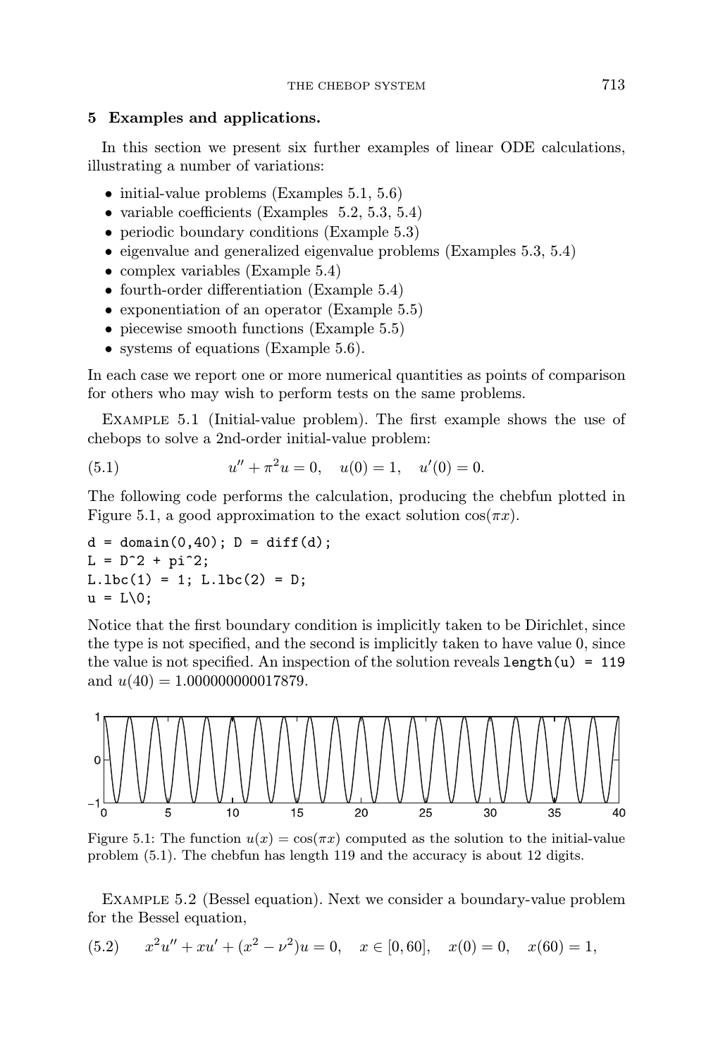## 5 Examples and applications.

In this section we present six further examples of linear ODE calculations, illustrating a number of variations:

- initial-value problems (Examples 5.1, 5.6)
- variable coefficients (Examples 5.2, 5.3, 5.4)
- periodic boundary conditions (Example 5.3)
- eigenvalue and generalized eigenvalue problems (Examples 5.3, 5.4)
- complex variables (Example 5.4)
- fourth-order differentiation (Example 5.4)
- exponentiation of an operator (Example 5.5)
- piecewise smooth functions (Example 5.5)
- systems of equations (Example 5.6).

In each case we report one or more numerical quantities as points of comparison for others who may wish to perform tests on the same problems.

Example 5.1 (Initial-value problem). The first example shows the use of chebops to solve a 2nd-order initial-value problem:

$$u'' + \pi^2 u = 0, \quad u(0) = 1, \quad u'(0) = 0. \tag{5.1}$$

The following code performs the calculation, producing the chebfun plotted in Figure 5.1, a good approximation to the exact solution $\cos(\pi x)$.

```
d = domain(0,40); D = diff(d);
L = D^2 + pi^2;
L.lbc(1) = 1; L.lbc(2) = D;
u = L\0;
```

Notice that the first boundary condition is implicitly taken to be Dirichlet, since the type is not specified, and the second is implicitly taken to have value 0, since the value is not specified. An inspection of the solution reveals `length(u) = 119` and $u(40) = 1.000000000017879$.

Figure 5.1: The function $u(x) = \cos(\pi x)$ computed as the solution to the initial-value problem (5.1). The chebfun has length 119 and the accuracy is about 12 digits.

Example 5.2 (Bessel equation). Next we consider a boundary-value problem for the Bessel equation,

$$x^2 u'' + xu' + (x^2 - \nu^2)u = 0, \quad x \in [0, 60], \quad x(0) = 0, \quad x(60) = 1, \tag{5.2}$$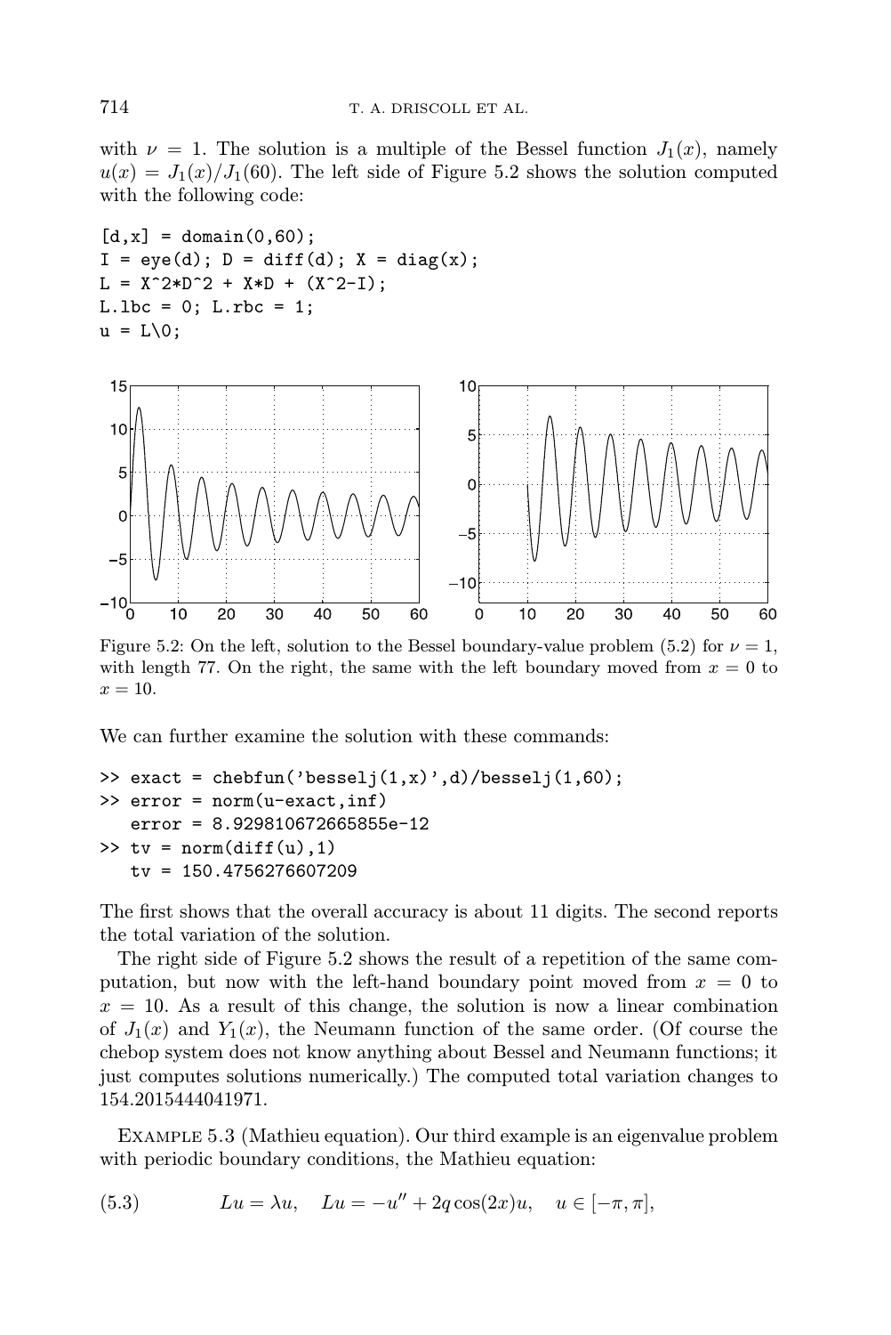with $\nu = 1$. The solution is a multiple of the Bessel function $J_1(x)$, namely $u(x) = J_1(x)/J_1(60)$. The left side of Figure 5.2 shows the solution computed with the following code:

```
[d,x] = domain(0,60);
I = eye(d); D = diff(d); X = diag(x);
L = X^2*D^2 + X*D + (X^2-I);
L.lbc = 0; L.rbc = 1;
u = L\0;
```

Figure 5.2: On the left, solution to the Bessel boundary-value problem (5.2) for $\nu = 1$, with length 77. On the right, the same with the left boundary moved from $x = 0$ to $x = 10$.

We can further examine the solution with these commands:

```
>> exact = chebfun('besselj(1,x)',d)/besselj(1,60);
>> error = norm(u-exact,inf)
   error = 8.929810672665855e-12
>> tv = norm(diff(u),1)
   tv = 150.4756276607209
```

The first shows that the overall accuracy is about 11 digits. The second reports the total variation of the solution.

The right side of Figure 5.2 shows the result of a repetition of the same computation, but now with the left-hand boundary point moved from $x = 0$ to $x = 10$. As a result of this change, the solution is now a linear combination of $J_1(x)$ and $Y_1(x)$, the Neumann function of the same order. (Of course the chebop system does not know anything about Bessel and Neumann functions; it just computes solutions numerically.) The computed total variation changes to 154.2015444041971.

Example 5.3 (Mathieu equation). Our third example is an eigenvalue problem with periodic boundary conditions, the Mathieu equation:

$$(5.3) \qquad Lu = \lambda u, \quad Lu = -u'' + 2q\cos(2x)u, \quad u \in [-\pi, \pi],$$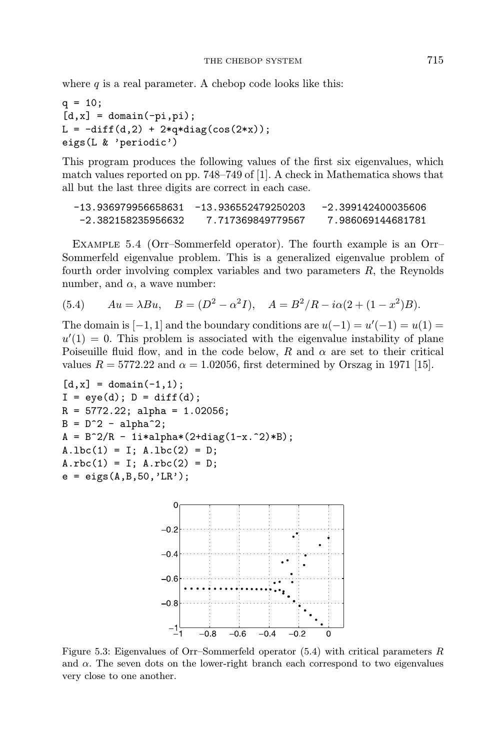where $q$ is a real parameter. A chebop code looks like this:

```
q = 10;
[d,x] = domain(-pi,pi);
L = -diff(d,2) + 2*q*diag(cos(2*x));
eigs(L & 'periodic')
```

This program produces the following values of the first six eigenvalues, which match values reported on pp. 748–749 of [1]. A check in Mathematica shows that all but the last three digits are correct in each case.

```
-13.936979956658631  -13.936552479250203   -2.399142400035606
 -2.382158235956632    7.717369849779567    7.986069144681781
```

Example 5.4 (Orr–Sommerfeld operator). The fourth example is an Orr–Sommerfeld eigenvalue problem. This is a generalized eigenvalue problem of fourth order involving complex variables and two parameters $R$, the Reynolds number, and $\alpha$, a wave number:

$$Au = \lambda Bu, \quad B = (D^2 - \alpha^2 I), \quad A = B^2/R - i\alpha(2 + (1 - x^2)B). \tag{5.4}$$

The domain is $[-1, 1]$ and the boundary conditions are $u(-1) = u'(-1) = u(1) = u'(1) = 0$. This problem is associated with the eigenvalue instability of plane Poiseuille fluid flow, and in the code below, $R$ and $\alpha$ are set to their critical values $R = 5772.22$ and $\alpha = 1.02056$, first determined by Orszag in 1971 [15].

```
[d,x] = domain(-1,1);
I = eye(d); D = diff(d);
R = 5772.22; alpha = 1.02056;
B = D^2 - alpha^2;
A = B^2/R - 1i*alpha*(2+diag(1-x.^2)*B);
A.lbc(1) = I; A.lbc(2) = D;
A.rbc(1) = I; A.rbc(2) = D;
e = eigs(A,B,50,'LR');
```

Figure 5.3: Eigenvalues of Orr–Sommerfeld operator (5.4) with critical parameters $R$ and $\alpha$. The seven dots on the lower-right branch each correspond to two eigenvalues very close to one another.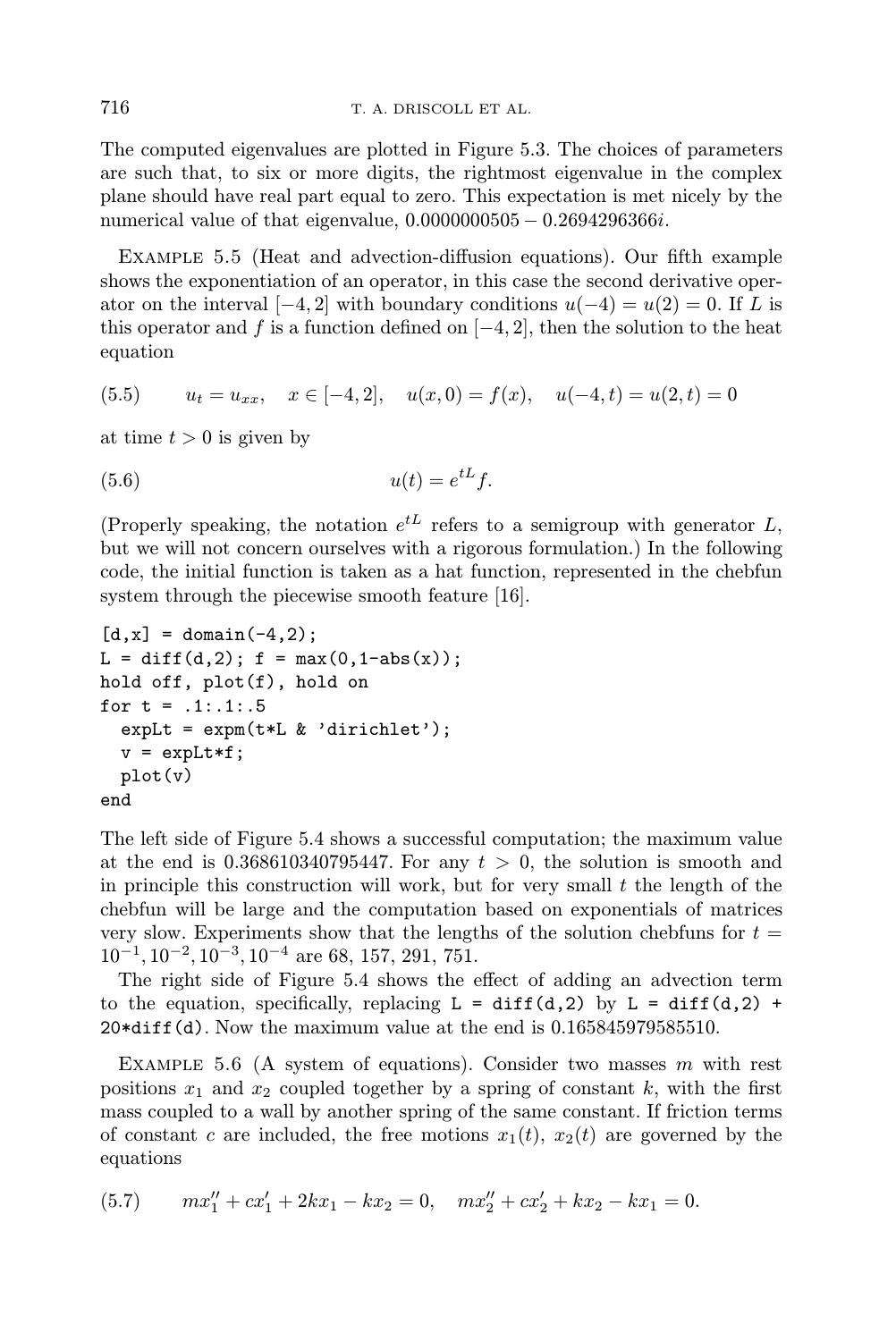The computed eigenvalues are plotted in Figure 5.3. The choices of parameters are such that, to six or more digits, the rightmost eigenvalue in the complex plane should have real part equal to zero. This expectation is met nicely by the numerical value of that eigenvalue, $0.0000000505 - 0.2694296366i$.

Example 5.5 (Heat and advection-diffusion equations). Our fifth example shows the exponentiation of an operator, in this case the second derivative operator on the interval $[-4, 2]$ with boundary conditions $u(-4) = u(2) = 0$. If $L$ is this operator and $f$ is a function defined on $[-4, 2]$, then the solution to the heat equation

$$u_t = u_{xx}, \quad x \in [-4, 2], \quad u(x, 0) = f(x), \quad u(-4, t) = u(2, t) = 0 \tag{5.5}$$

at time $t > 0$ is given by

$$u(t) = e^{tL} f. \tag{5.6}$$

(Properly speaking, the notation $e^{tL}$ refers to a semigroup with generator $L$, but we will not concern ourselves with a rigorous formulation.) In the following code, the initial function is taken as a hat function, represented in the chebfun system through the piecewise smooth feature [16].

```
[d,x] = domain(-4,2);
L = diff(d,2); f = max(0,1-abs(x));
hold off, plot(f), hold on
for t = .1:.1:.5
  expLt = expm(t*L & 'dirichlet');
  v = expLt*f;
  plot(v)
end
```

The left side of Figure 5.4 shows a successful computation; the maximum value at the end is 0.368610340795447. For any $t > 0$, the solution is smooth and in principle this construction will work, but for very small $t$ the length of the chebfun will be large and the computation based on exponentials of matrices very slow. Experiments show that the lengths of the solution chebfuns for $t = 10^{-1}, 10^{-2}, 10^{-3}, 10^{-4}$ are 68, 157, 291, 751.

The right side of Figure 5.4 shows the effect of adding an advection term to the equation, specifically, replacing `L = diff(d,2)` by `L = diff(d,2) + 20*diff(d)`. Now the maximum value at the end is 0.165845979585510.

Example 5.6 (A system of equations). Consider two masses $m$ with rest positions $x_1$ and $x_2$ coupled together by a spring of constant $k$, with the first mass coupled to a wall by another spring of the same constant. If friction terms of constant $c$ are included, the free motions $x_1(t)$, $x_2(t)$ are governed by the equations

$$mx_1'' + cx_1' + 2kx_1 - kx_2 = 0, \quad mx_2'' + cx_2' + kx_2 - kx_1 = 0. \tag{5.7}$$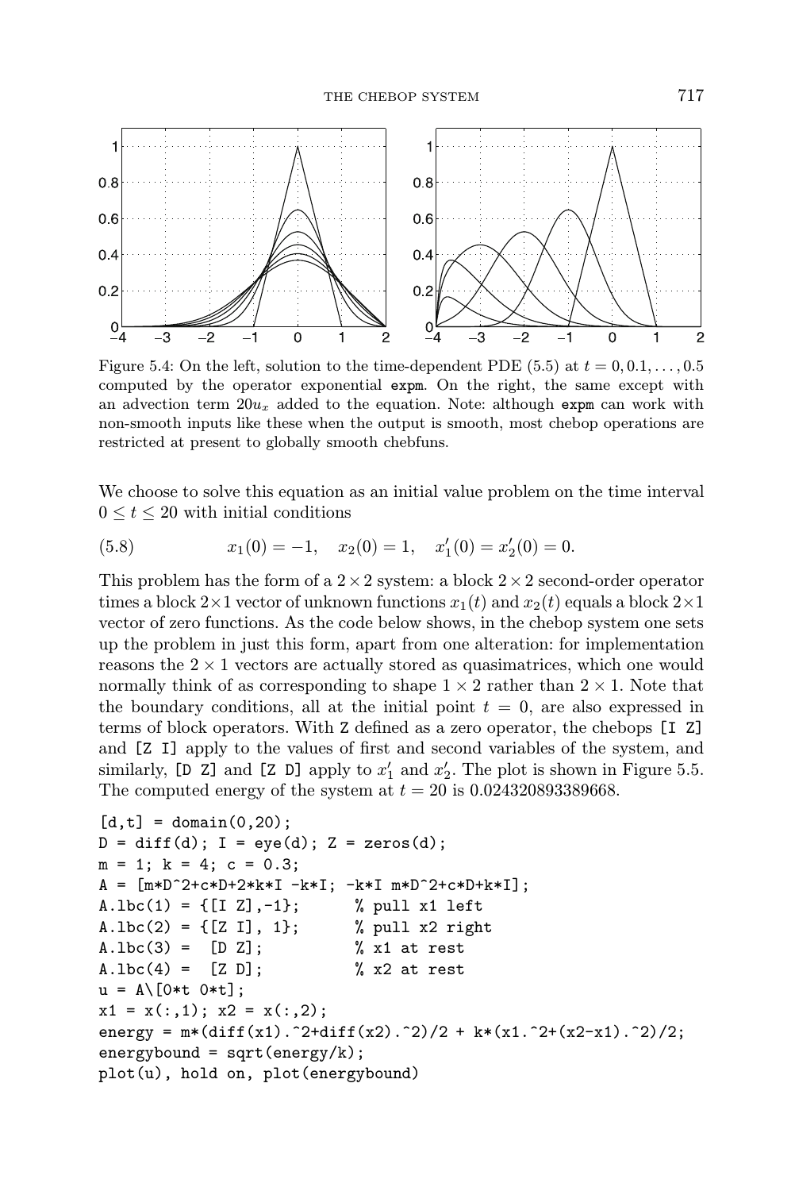Figure 5.4: On the left, solution to the time-dependent PDE (5.5) at $t = 0, 0.1, \ldots, 0.5$ computed by the operator exponential `expm`. On the right, the same except with an advection term $20u_x$ added to the equation. Note: although `expm` can work with non-smooth inputs like these when the output is smooth, most chebop operations are restricted at present to globally smooth chebfuns.

We choose to solve this equation as an initial value problem on the time interval $0 \le t \le 20$ with initial conditions

$$x_1(0) = -1, \quad x_2(0) = 1, \quad x_1'(0) = x_2'(0) = 0. \tag{5.8}$$

This problem has the form of a $2 \times 2$ system: a block $2 \times 2$ second-order operator times a block $2 \times 1$ vector of unknown functions $x_1(t)$ and $x_2(t)$ equals a block $2 \times 1$ vector of zero functions. As the code below shows, in the chebop system one sets up the problem in just this form, apart from one alteration: for implementation reasons the $2 \times 1$ vectors are actually stored as quasimatrices, which one would normally think of as corresponding to shape $1 \times 2$ rather than $2 \times 1$. Note that the boundary conditions, all at the initial point $t = 0$, are also expressed in terms of block operators. With `Z` defined as a zero operator, the chebops `[I Z]` and `[Z I]` apply to the values of first and second variables of the system, and similarly, `[D Z]` and `[Z D]` apply to $x_1'$ and $x_2'$. The plot is shown in Figure 5.5. The computed energy of the system at $t = 20$ is 0.024320893389668.

```
[d,t] = domain(0,20);
D = diff(d); I = eye(d); Z = zeros(d);
m = 1; k = 4; c = 0.3;
A = [m*D^2+c*D+2*k*I -k*I; -k*I m*D^2+c*D+k*I];
A.lbc(1) = {[I Z],-1};      % pull x1 left
A.lbc(2) = {[Z I], 1};      % pull x2 right
A.lbc(3) =  [D Z];          % x1 at rest
A.lbc(4) =  [Z D];          % x2 at rest
u = A\[0*t 0*t];
x1 = x(:,1); x2 = x(:,2);
energy = m*(diff(x1).^2+diff(x2).^2)/2 + k*(x1.^2+(x2-x1).^2)/2;
energybound = sqrt(energy/k);
plot(u), hold on, plot(energybound)
```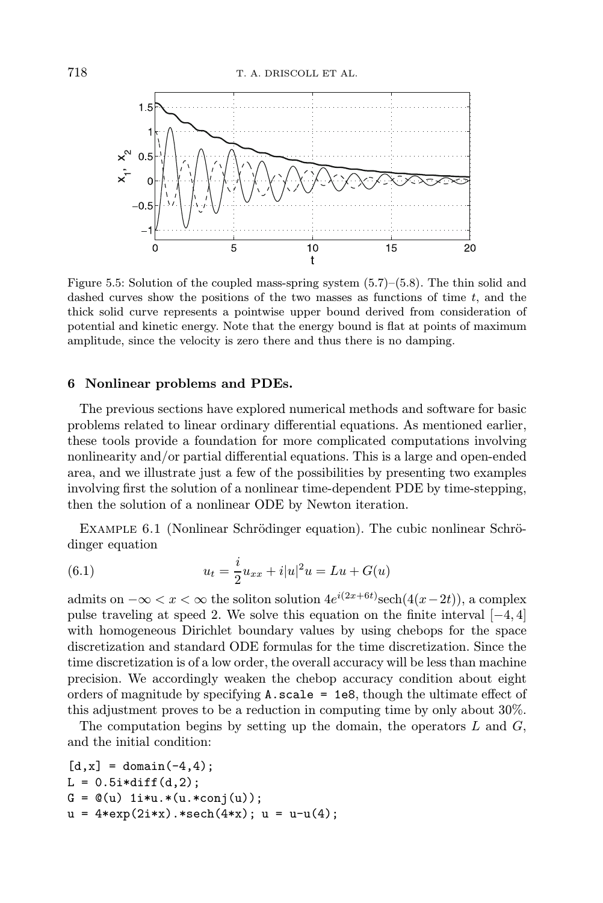Figure 5.5: Solution of the coupled mass-spring system (5.7)–(5.8). The thin solid and dashed curves show the positions of the two masses as functions of time $t$, and the thick solid curve represents a pointwise upper bound derived from consideration of potential and kinetic energy. Note that the energy bound is flat at points of maximum amplitude, since the velocity is zero there and thus there is no damping.

## 6 Nonlinear problems and PDEs.

The previous sections have explored numerical methods and software for basic problems related to linear ordinary differential equations. As mentioned earlier, these tools provide a foundation for more complicated computations involving nonlinearity and/or partial differential equations. This is a large and open-ended area, and we illustrate just a few of the possibilities by presenting two examples involving first the solution of a nonlinear time-dependent PDE by time-stepping, then the solution of a nonlinear ODE by Newton iteration.

Example 6.1 (Nonlinear Schrödinger equation). The cubic nonlinear Schrödinger equation

$$u_t = \frac{i}{2}u_{xx} + i|u|^2 u = Lu + G(u) \tag{6.1}$$

admits on $-\infty < x < \infty$ the soliton solution $4e^{i(2x+6t)}\mathrm{sech}(4(x-2t))$, a complex pulse traveling at speed 2. We solve this equation on the finite interval $[-4, 4]$ with homogeneous Dirichlet boundary values by using chebops for the space discretization and standard ODE formulas for the time discretization. Since the time discretization is of a low order, the overall accuracy will be less than machine precision. We accordingly weaken the chebop accuracy condition about eight orders of magnitude by specifying `A.scale = 1e8`, though the ultimate effect of this adjustment proves to be a reduction in computing time by only about 30%.

The computation begins by setting up the domain, the operators $L$ and $G$, and the initial condition:

```
[d,x] = domain(-4,4);
L = 0.5i*diff(d,2);
G = @(u) 1i*u.*(u.*conj(u));
u = 4*exp(2i*x).*sech(4*x); u = u-u(4);
```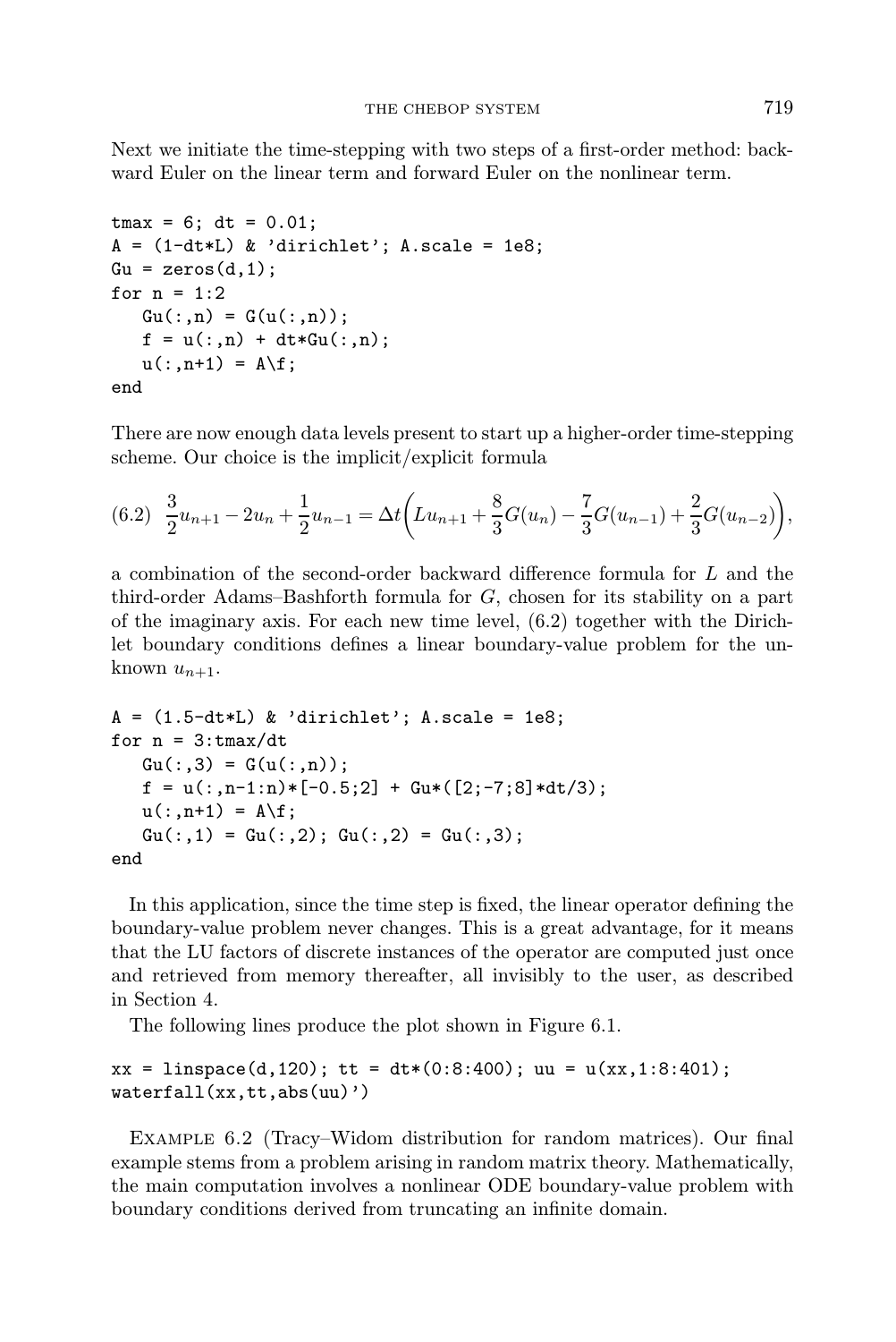Next we initiate the time-stepping with two steps of a first-order method: backward Euler on the linear term and forward Euler on the nonlinear term.

```
tmax = 6; dt = 0.01;
A = (1-dt*L) & 'dirichlet'; A.scale = 1e8;
Gu = zeros(d,1);
for n = 1:2
   Gu(:,n) = G(u(:,n));
   f = u(:,n) + dt*Gu(:,n);
   u(:,n+1) = A\f;
end
```

There are now enough data levels present to start up a higher-order time-stepping scheme. Our choice is the implicit/explicit formula

$$\frac{3}{2}u_{n+1} - 2u_n + \frac{1}{2}u_{n-1} = \Delta t\left(Lu_{n+1} + \frac{8}{3}G(u_n) - \frac{7}{3}G(u_{n-1}) + \frac{2}{3}G(u_{n-2})\right), \tag{6.2}$$

a combination of the second-order backward difference formula for $L$ and the third-order Adams–Bashforth formula for $G$, chosen for its stability on a part of the imaginary axis. For each new time level, (6.2) together with the Dirichlet boundary conditions defines a linear boundary-value problem for the unknown $u_{n+1}$.

```
A = (1.5-dt*L) & 'dirichlet'; A.scale = 1e8;
for n = 3:tmax/dt
   Gu(:,3) = G(u(:,n));
   f = u(:,n-1:n)*[-0.5;2] + Gu*([2;-7;8]*dt/3);
   u(:,n+1) = A\f;
   Gu(:,1) = Gu(:,2); Gu(:,2) = Gu(:,3);
end
```

In this application, since the time step is fixed, the linear operator defining the boundary-value problem never changes. This is a great advantage, for it means that the LU factors of discrete instances of the operator are computed just once and retrieved from memory thereafter, all invisibly to the user, as described in Section 4.

The following lines produce the plot shown in Figure 6.1.

```
xx = linspace(d,120); tt = dt*(0:8:400); uu = u(xx,1:8:401);
waterfall(xx,tt,abs(uu)')
```

Example 6.2 (Tracy–Widom distribution for random matrices). Our final example stems from a problem arising in random matrix theory. Mathematically, the main computation involves a nonlinear ODE boundary-value problem with boundary conditions derived from truncating an infinite domain.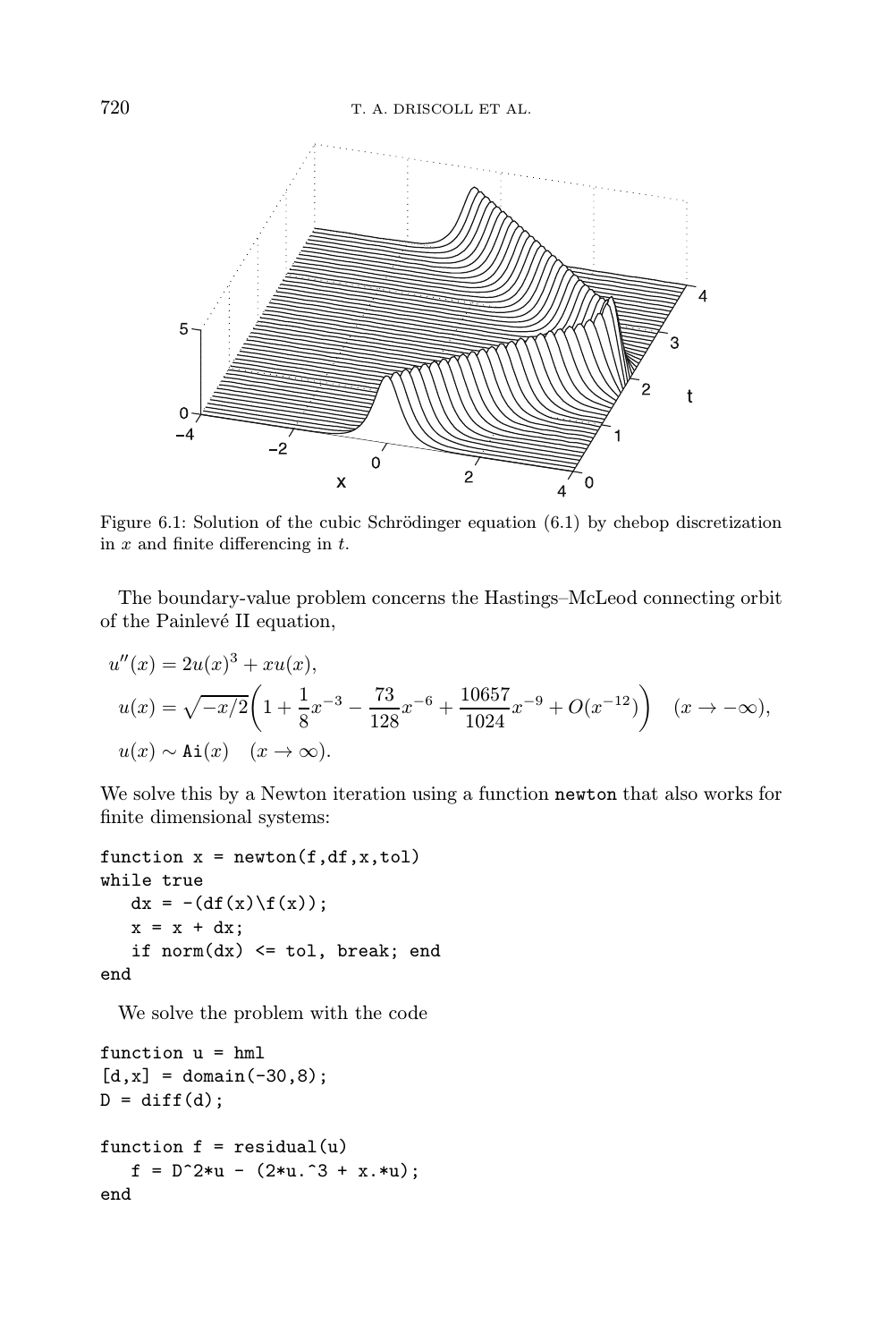Figure 6.1: Solution of the cubic Schrödinger equation (6.1) by chebop discretization in $x$ and finite differencing in $t$.

The boundary-value problem concerns the Hastings–McLeod connecting orbit of the Painlevé II equation,

$$
\begin{aligned}
&u''(x) = 2u(x)^3 + xu(x),\\
&u(x) = \sqrt{-x/2}\left(1 + \frac{1}{8}x^{-3} - \frac{73}{128}x^{-6} + \frac{10657}{1024}x^{-9} + O(x^{-12})\right) \quad (x \to -\infty),\\
&u(x) \sim \mathtt{Ai}(x) \quad (x \to \infty).
\end{aligned}
$$

We solve this by a Newton iteration using a function `newton` that also works for finite dimensional systems:

```
function x = newton(f,df,x,tol)
while true
   dx = -(df(x)\f(x));
   x = x + dx;
   if norm(dx) <= tol, break; end
end
```

We solve the problem with the code

```
function u = hml
[d,x] = domain(-30,8);
D = diff(d);

function f = residual(u)
   f = D^2*u - (2*u.^3 + x.*u);
end
```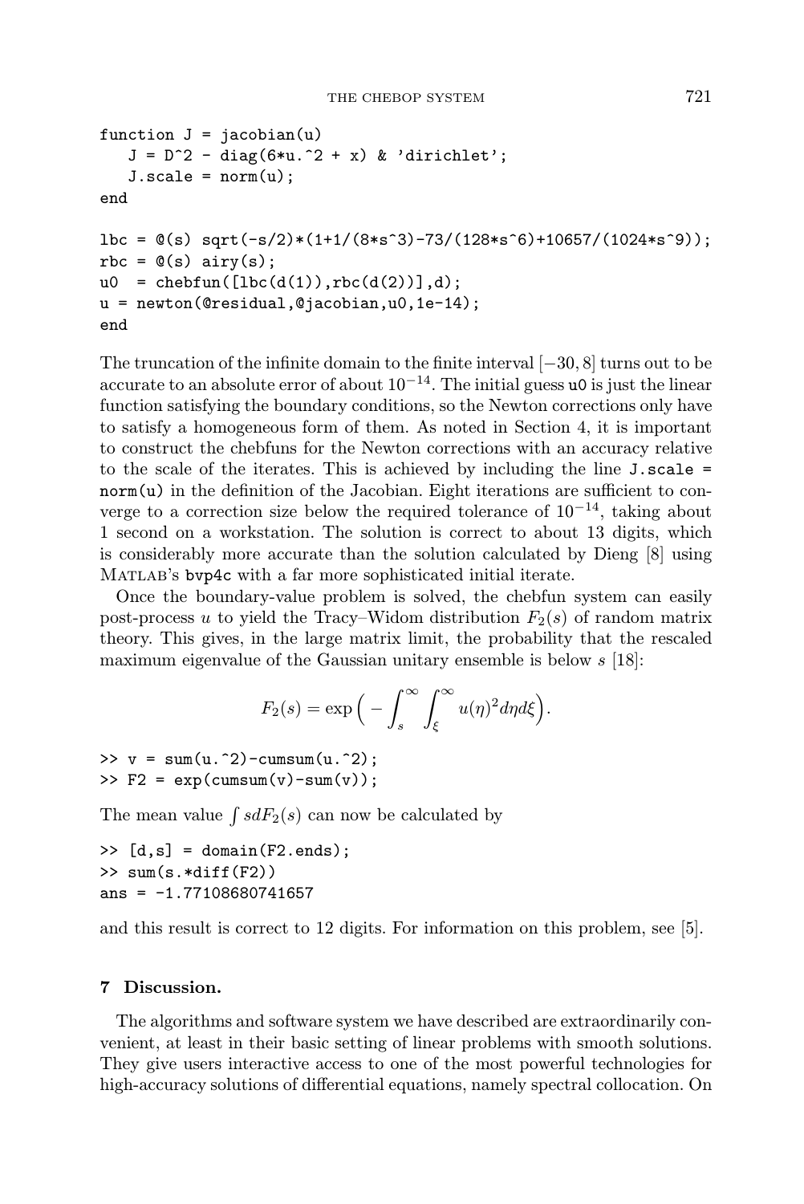```
function J = jacobian(u)
   J = D^2 - diag(6*u.^2 + x) & 'dirichlet';
   J.scale = norm(u);
end

lbc = @(s) sqrt(-s/2)*(1+1/(8*s^3)-73/(128*s^6)+10657/(1024*s^9));
rbc = @(s) airy(s);
u0  = chebfun([lbc(d(1)),rbc(d(2))],d);
u = newton(@residual,@jacobian,u0,1e-14);
end
```

The truncation of the infinite domain to the finite interval $[-30, 8]$ turns out to be accurate to an absolute error of about $10^{-14}$. The initial guess `u0` is just the linear function satisfying the boundary conditions, so the Newton corrections only have to satisfy a homogeneous form of them. As noted in Section 4, it is important to construct the chebfuns for the Newton corrections with an accuracy relative to the scale of the iterates. This is achieved by including the line `J.scale = norm(u)` in the definition of the Jacobian. Eight iterations are sufficient to converge to a correction size below the required tolerance of $10^{-14}$, taking about 1 second on a workstation. The solution is correct to about 13 digits, which is considerably more accurate than the solution calculated by Dieng [8] using MATLAB's `bvp4c` with a far more sophisticated initial iterate.

Once the boundary-value problem is solved, the chebfun system can easily post-process $u$ to yield the Tracy–Widom distribution $F_2(s)$ of random matrix theory. This gives, in the large matrix limit, the probability that the rescaled maximum eigenvalue of the Gaussian unitary ensemble is below $s$ [18]:

$$F_2(s) = \exp\Big( -\int_s^\infty \int_\xi^\infty u(\eta)^2 d\eta d\xi \Big).$$

```
>> v = sum(u.^2)-cumsum(u.^2);
>> F2 = exp(cumsum(v)-sum(v));
```

The mean value $\int s dF_2(s)$ can now be calculated by

```
>> [d,s] = domain(F2.ends);
>> sum(s.*diff(F2))
ans = -1.77108680741657
```

and this result is correct to 12 digits. For information on this problem, see [5].

## 7 Discussion.

The algorithms and software system we have described are extraordinarily convenient, at least in their basic setting of linear problems with smooth solutions. They give users interactive access to one of the most powerful technologies for high-accuracy solutions of differential equations, namely spectral collocation. On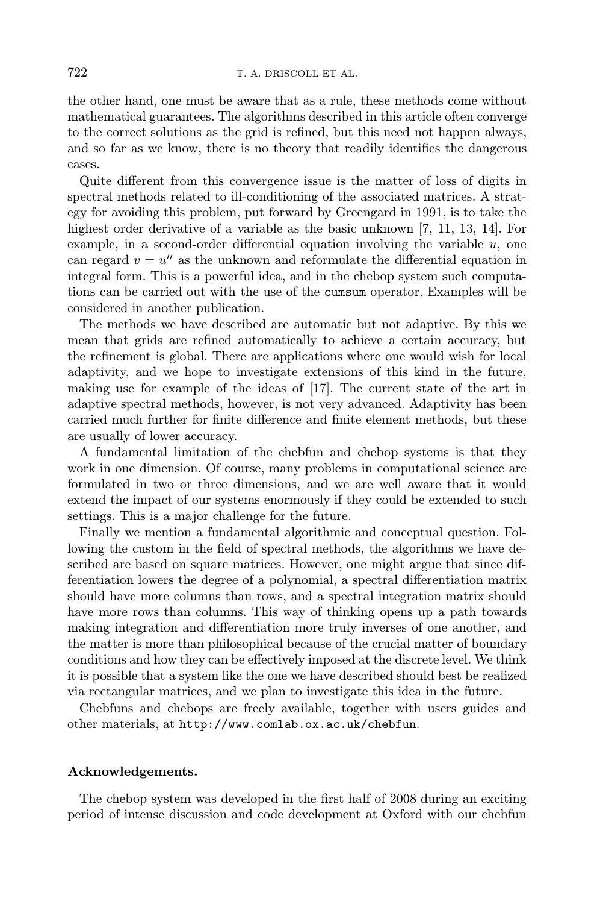the other hand, one must be aware that as a rule, these methods come without mathematical guarantees. The algorithms described in this article often converge to the correct solutions as the grid is refined, but this need not happen always, and so far as we know, there is no theory that readily identifies the dangerous cases.

Quite different from this convergence issue is the matter of loss of digits in spectral methods related to ill-conditioning of the associated matrices. A strategy for avoiding this problem, put forward by Greengard in 1991, is to take the highest order derivative of a variable as the basic unknown [7, 11, 13, 14]. For example, in a second-order differential equation involving the variable $u$, one can regard $v = u''$ as the unknown and reformulate the differential equation in integral form. This is a powerful idea, and in the chebop system such computations can be carried out with the use of the `cumsum` operator. Examples will be considered in another publication.

The methods we have described are automatic but not adaptive. By this we mean that grids are refined automatically to achieve a certain accuracy, but the refinement is global. There are applications where one would wish for local adaptivity, and we hope to investigate extensions of this kind in the future, making use for example of the ideas of [17]. The current state of the art in adaptive spectral methods, however, is not very advanced. Adaptivity has been carried much further for finite difference and finite element methods, but these are usually of lower accuracy.

A fundamental limitation of the chebfun and chebop systems is that they work in one dimension. Of course, many problems in computational science are formulated in two or three dimensions, and we are well aware that it would extend the impact of our systems enormously if they could be extended to such settings. This is a major challenge for the future.

Finally we mention a fundamental algorithmic and conceptual question. Following the custom in the field of spectral methods, the algorithms we have described are based on square matrices. However, one might argue that since differentiation lowers the degree of a polynomial, a spectral differentiation matrix should have more columns than rows, and a spectral integration matrix should have more rows than columns. This way of thinking opens up a path towards making integration and differentiation more truly inverses of one another, and the matter is more than philosophical because of the crucial matter of boundary conditions and how they can be effectively imposed at the discrete level. We think it is possible that a system like the one we have described should best be realized via rectangular matrices, and we plan to investigate this idea in the future.

Chebfuns and chebops are freely available, together with users guides and other materials, at `http://www.comlab.ox.ac.uk/chebfun`.

**Acknowledgements.**

The chebop system was developed in the first half of 2008 during an exciting period of intense discussion and code development at Oxford with our chebfun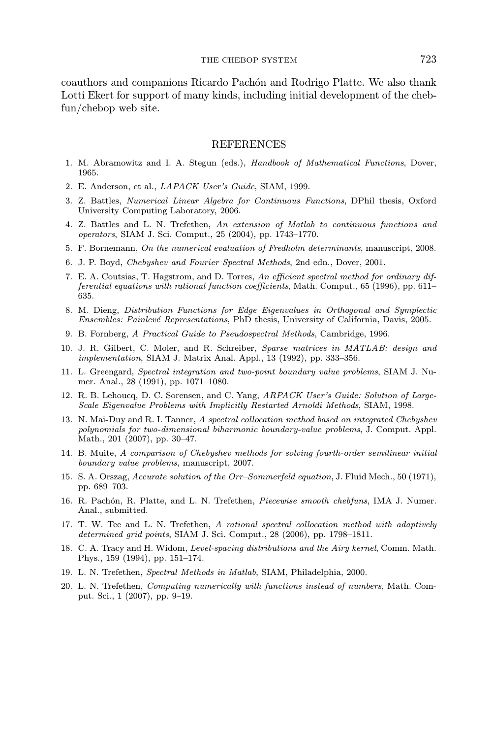coauthors and companions Ricardo Pachón and Rodrigo Platte. We also thank Lotti Ekert for support of many kinds, including initial development of the chebfun/chebop web site.

## REFERENCES

1. M. Abramowitz and I. A. Stegun (eds.), *Handbook of Mathematical Functions*, Dover, 1965.
2. E. Anderson, et al., *LAPACK User's Guide*, SIAM, 1999.
3. Z. Battles, *Numerical Linear Algebra for Continuous Functions*, DPhil thesis, Oxford University Computing Laboratory, 2006.
4. Z. Battles and L. N. Trefethen, *An extension of Matlab to continuous functions and operators*, SIAM J. Sci. Comput., 25 (2004), pp. 1743–1770.
5. F. Bornemann, *On the numerical evaluation of Fredholm determinants*, manuscript, 2008.
6. J. P. Boyd, *Chebyshev and Fourier Spectral Methods*, 2nd edn., Dover, 2001.
7. E. A. Coutsias, T. Hagstrom, and D. Torres, *An efficient spectral method for ordinary differential equations with rational function coefficients*, Math. Comput., 65 (1996), pp. 611–635.
8. M. Dieng, *Distribution Functions for Edge Eigenvalues in Orthogonal and Symplectic Ensembles: Painlevé Representations*, PhD thesis, University of California, Davis, 2005.
9. B. Fornberg, *A Practical Guide to Pseudospectral Methods*, Cambridge, 1996.
10. J. R. Gilbert, C. Moler, and R. Schreiber, *Sparse matrices in MATLAB: design and implementation*, SIAM J. Matrix Anal. Appl., 13 (1992), pp. 333–356.
11. L. Greengard, *Spectral integration and two-point boundary value problems*, SIAM J. Numer. Anal., 28 (1991), pp. 1071–1080.
12. R. B. Lehoucq, D. C. Sorensen, and C. Yang, *ARPACK User's Guide: Solution of Large-Scale Eigenvalue Problems with Implicitly Restarted Arnoldi Methods*, SIAM, 1998.
13. N. Mai-Duy and R. I. Tanner, *A spectral collocation method based on integrated Chebyshev polynomials for two-dimensional biharmonic boundary-value problems*, J. Comput. Appl. Math., 201 (2007), pp. 30–47.
14. B. Muite, *A comparison of Chebyshev methods for solving fourth-order semilinear initial boundary value problems*, manuscript, 2007.
15. S. A. Orszag, *Accurate solution of the Orr–Sommerfeld equation*, J. Fluid Mech., 50 (1971), pp. 689–703.
16. R. Pachón, R. Platte, and L. N. Trefethen, *Piecewise smooth chebfuns*, IMA J. Numer. Anal., submitted.
17. T. W. Tee and L. N. Trefethen, *A rational spectral collocation method with adaptively determined grid points*, SIAM J. Sci. Comput., 28 (2006), pp. 1798–1811.
18. C. A. Tracy and H. Widom, *Level-spacing distributions and the Airy kernel*, Comm. Math. Phys., 159 (1994), pp. 151–174.
19. L. N. Trefethen, *Spectral Methods in Matlab*, SIAM, Philadelphia, 2000.
20. L. N. Trefethen, *Computing numerically with functions instead of numbers*, Math. Comput. Sci., 1 (2007), pp. 9–19.